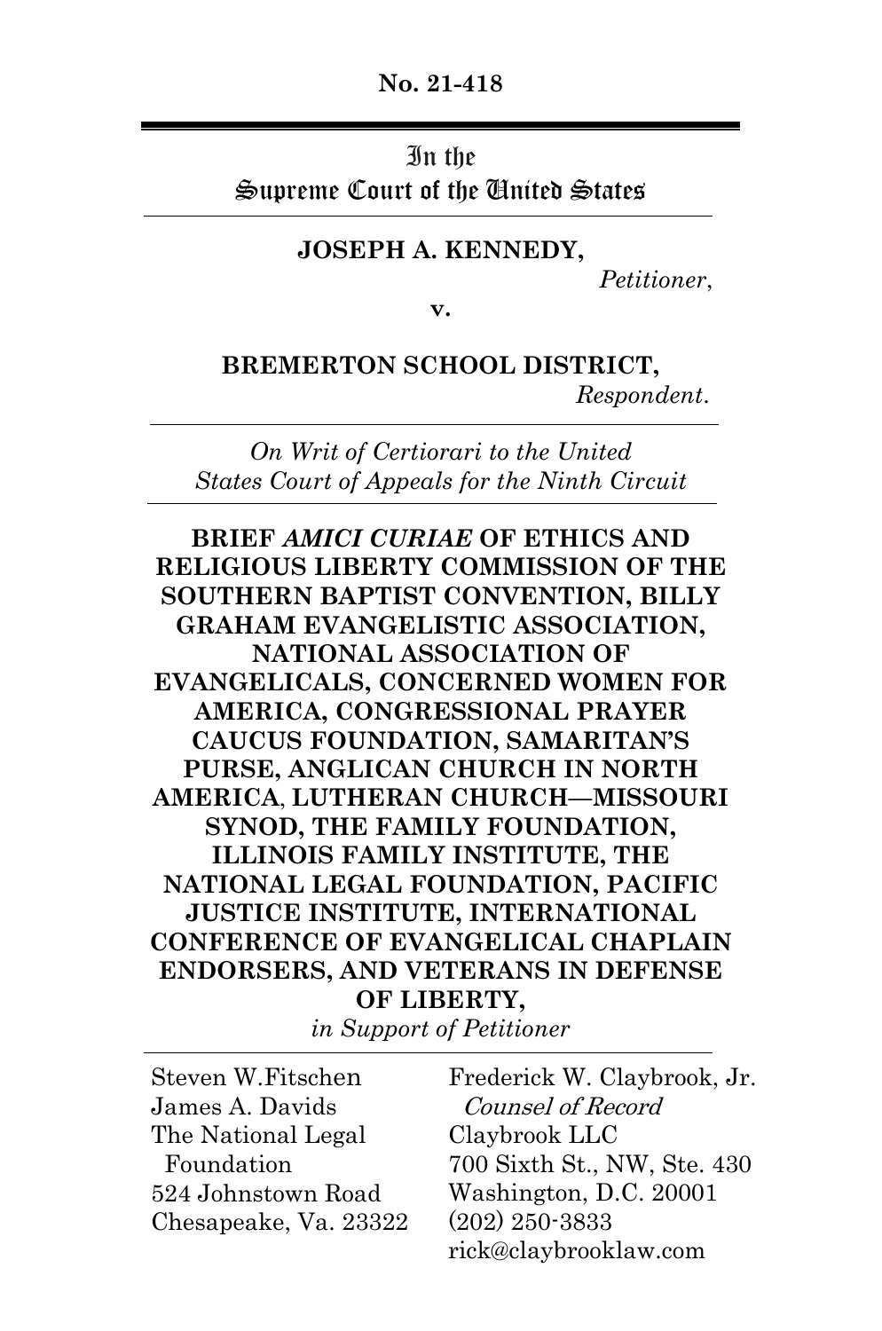**No. 21-418**

In the
Supreme Court of the United States

**JOSEPH A. KENNEDY,**

*Petitioner*,

**v.**

**BREMERTON SCHOOL DISTRICT,**

*Respondent*.

*On Writ of Certiorari to the United States Court of Appeals for the Ninth Circuit*

**BRIEF *AMICI CURIAE* OF ETHICS AND RELIGIOUS LIBERTY COMMISSION OF THE SOUTHERN BAPTIST CONVENTION, BILLY GRAHAM EVANGELISTIC ASSOCIATION, NATIONAL ASSOCIATION OF EVANGELICALS, CONCERNED WOMEN FOR AMERICA, CONGRESSIONAL PRAYER CAUCUS FOUNDATION, SAMARITAN'S PURSE, ANGLICAN CHURCH IN NORTH AMERICA, LUTHERAN CHURCH—MISSOURI SYNOD, THE FAMILY FOUNDATION, ILLINOIS FAMILY INSTITUTE, THE NATIONAL LEGAL FOUNDATION, PACIFIC JUSTICE INSTITUTE, INTERNATIONAL CONFERENCE OF EVANGELICAL CHAPLAIN ENDORSERS, AND VETERANS IN DEFENSE OF LIBERTY,**

*in Support of Petitioner*

Steven W.Fitschen
James A. Davids
The National Legal Foundation
524 Johnstown Road
Chesapeake, Va. 23322

Frederick W. Claybrook, Jr.
*Counsel of Record*
Claybrook LLC
700 Sixth St., NW, Ste. 430
Washington, D.C. 20001
(202) 250-3833
rick@claybrooklaw.com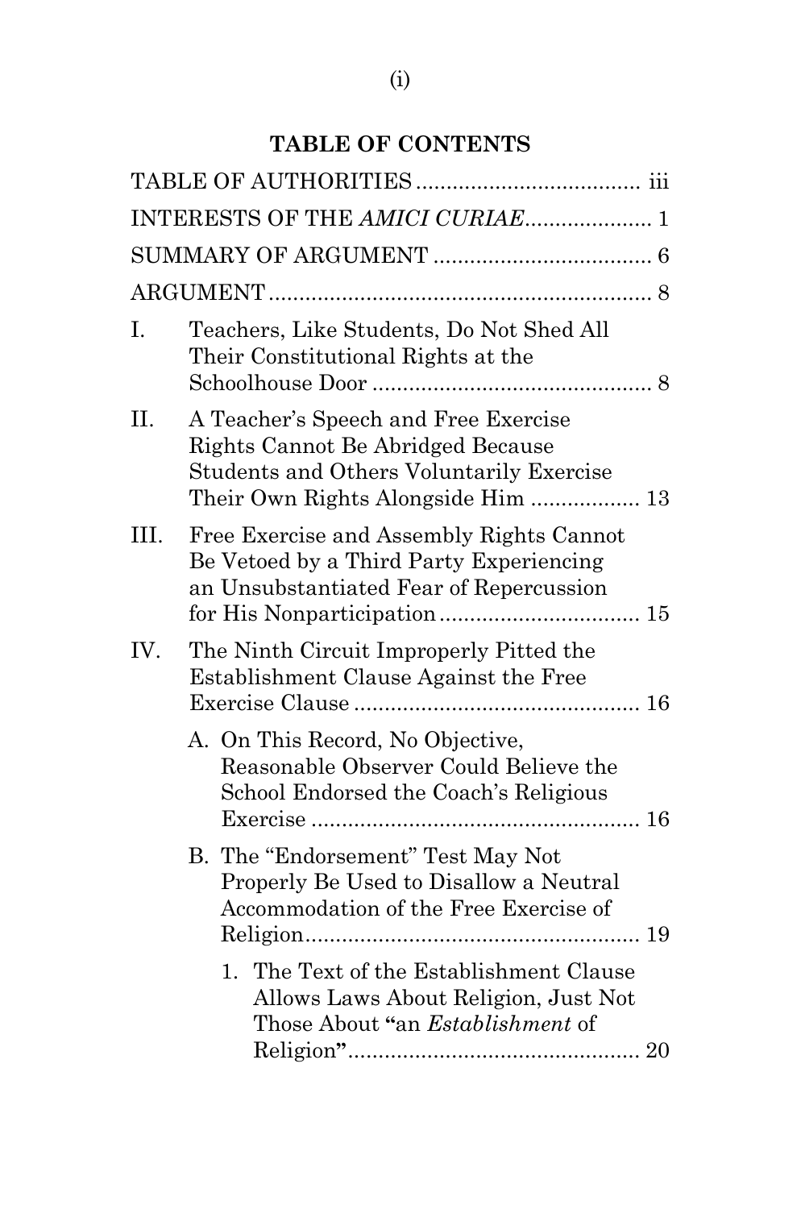# TABLE OF CONTENTS

TABLE OF AUTHORITIES .................................... iii

INTERESTS OF THE *AMICI CURIAE*.................... 1

SUMMARY OF ARGUMENT .................................... 6

ARGUMENT ............................................................... 8

I. Teachers, Like Students, Do Not Shed All Their Constitutional Rights at the Schoolhouse Door ............................................. 8

II. A Teacher's Speech and Free Exercise Rights Cannot Be Abridged Because Students and Others Voluntarily Exercise Their Own Rights Alongside Him ................. 13

III. Free Exercise and Assembly Rights Cannot Be Vetoed by a Third Party Experiencing an Unsubstantiated Fear of Repercussion for His Nonparticipation ................................ 15

IV. The Ninth Circuit Improperly Pitted the Establishment Clause Against the Free Exercise Clause .............................................. 16

   A. On This Record, No Objective, Reasonable Observer Could Believe the School Endorsed the Coach's Religious Exercise ...................................................... 16

   B. The "Endorsement" Test May Not Properly Be Used to Disallow a Neutral Accommodation of the Free Exercise of Religion....................................................... 19

      1. The Text of the Establishment Clause Allows Laws About Religion, Just Not Those About **"**an *Establishment* of Religion**"**................................................ 20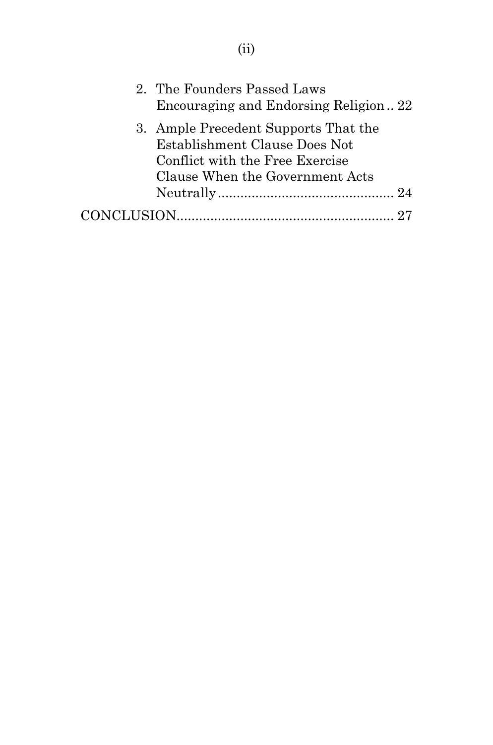2. The Founders Passed Laws Encouraging and Endorsing Religion .. 22

3. Ample Precedent Supports That the Establishment Clause Does Not Conflict with the Free Exercise Clause When the Government Acts Neutrally ............................................. 24

CONCLUSION......................................................... 27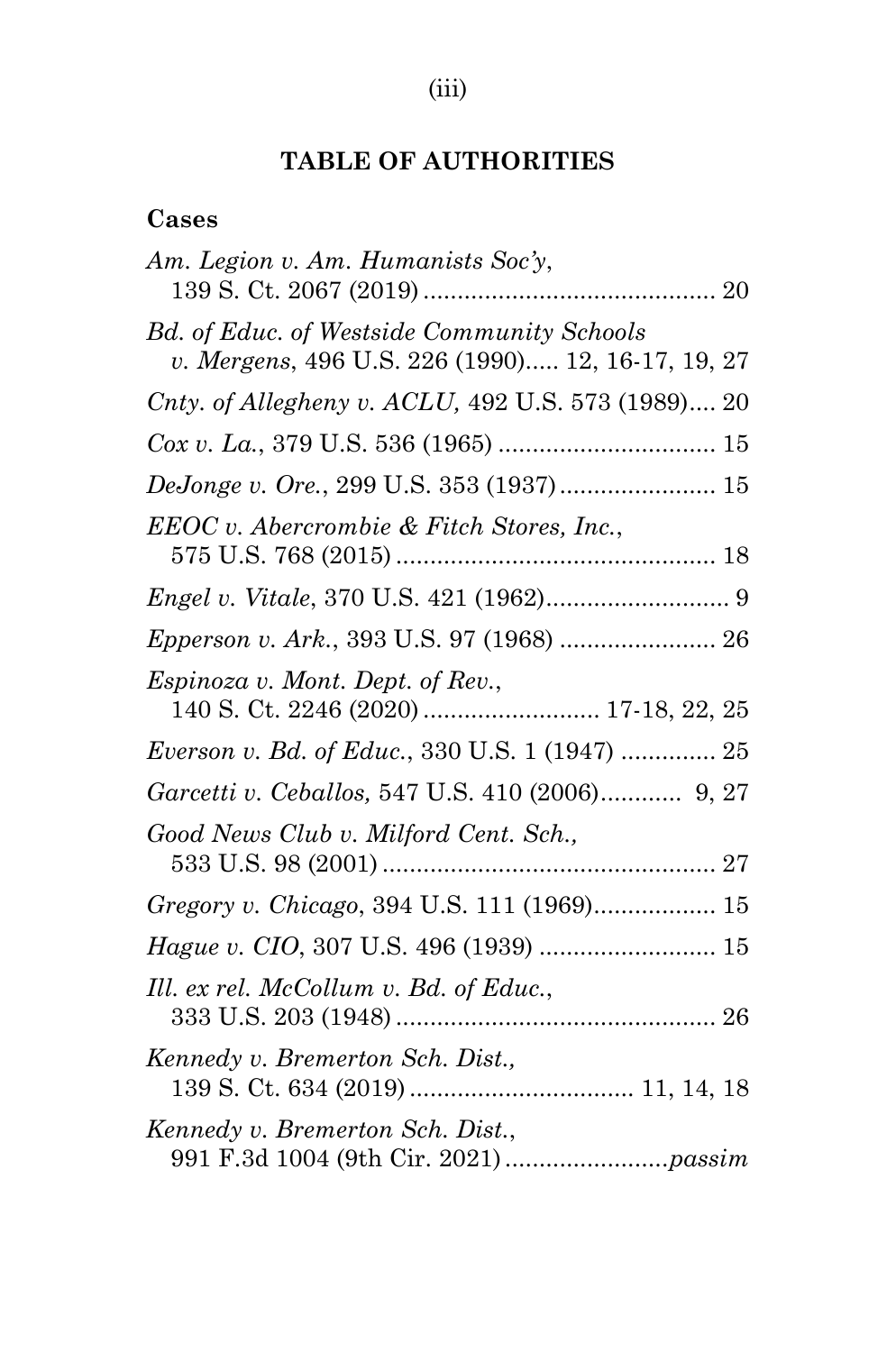# TABLE OF AUTHORITIES

**Cases**

*Am. Legion v. Am. Humanists Soc'y*, 139 S. Ct. 2067 (2019) .......................................... 20

*Bd. of Educ. of Westside Community Schools v. Mergens*, 496 U.S. 226 (1990)..... 12, 16-17, 19, 27

*Cnty. of Allegheny v. ACLU,* 492 U.S. 573 (1989).... 20

*Cox v. La.*, 379 U.S. 536 (1965) ................................ 15

*DeJonge v. Ore.*, 299 U.S. 353 (1937) ....................... 15

*EEOC v. Abercrombie & Fitch Stores, Inc.*, 575 U.S. 768 (2015) ............................................... 18

*Engel v. Vitale*, 370 U.S. 421 (1962)........................... 9

*Epperson v. Ark.*, 393 U.S. 97 (1968) ....................... 26

*Espinoza v. Mont. Dept. of Rev.*, 140 S. Ct. 2246 (2020) .......................... 17-18, 22, 25

*Everson v. Bd. of Educ.*, 330 U.S. 1 (1947) .............. 25

*Garcetti v. Ceballos,* 547 U.S. 410 (2006)............ 9, 27

*Good News Club v. Milford Cent. Sch.,* 533 U.S. 98 (2001) ................................................. 27

*Gregory v. Chicago*, 394 U.S. 111 (1969).................. 15

*Hague v. CIO*, 307 U.S. 496 (1939) .......................... 15

*Ill. ex rel. McCollum v. Bd. of Educ.*, 333 U.S. 203 (1948) ............................................... 26

*Kennedy v. Bremerton Sch. Dist.,* 139 S. Ct. 634 (2019) ................................ 11, 14, 18

*Kennedy v. Bremerton Sch. Dist.*, 991 F.3d 1004 (9th Cir. 2021) ........................*passim*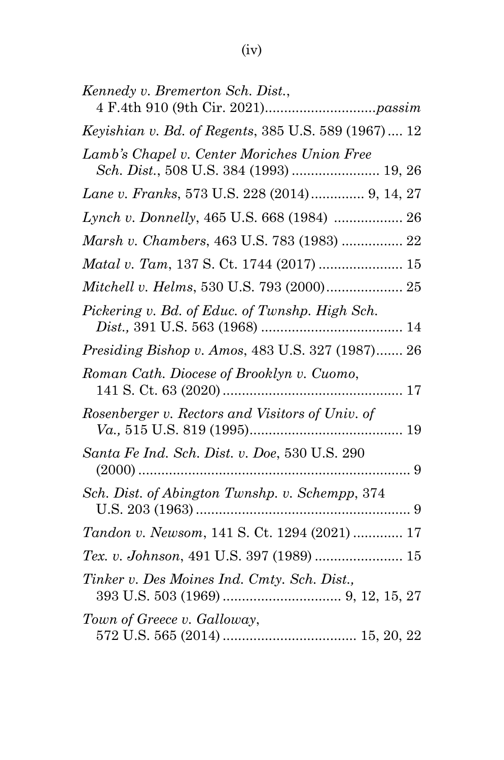*Kennedy v. Bremerton Sch. Dist.*, 4 F.4th 910 (9th Cir. 2021) ............................*passim*

*Keyishian v. Bd. of Regents*, 385 U.S. 589 (1967) .... 12

*Lamb's Chapel v. Center Moriches Union Free Sch. Dist.*, 508 U.S. 384 (1993) ....................... 19, 26

*Lane v. Franks*, 573 U.S. 228 (2014) .............. 9, 14, 27

*Lynch v. Donnelly*, 465 U.S. 668 (1984) .................. 26

*Marsh v. Chambers*, 463 U.S. 783 (1983) ................ 22

*Matal v. Tam*, 137 S. Ct. 1744 (2017) ...................... 15

*Mitchell v. Helms*, 530 U.S. 793 (2000) .................... 25

*Pickering v. Bd. of Educ. of Twnshp. High Sch. Dist.,* 391 U.S. 563 (1968) ..................................... 14

*Presiding Bishop v. Amos*, 483 U.S. 327 (1987) ....... 26

*Roman Cath. Diocese of Brooklyn v. Cuomo*, 141 S. Ct. 63 (2020) ............................................... 17

*Rosenberger v. Rectors and Visitors of Univ. of Va.,* 515 U.S. 819 (1995) ........................................ 19

*Santa Fe Ind. Sch. Dist. v. Doe*, 530 U.S. 290 (2000) ........................................................................ 9

*Sch. Dist. of Abington Twnshp. v. Schempp*, 374 U.S. 203 (1963) ......................................................... 9

*Tandon v. Newsom*, 141 S. Ct. 1294 (2021) ............. 17

*Tex. v. Johnson*, 491 U.S. 397 (1989) ....................... 15

*Tinker v. Des Moines Ind. Cmty. Sch. Dist.,* 393 U.S. 503 (1969) ............................... 9, 12, 15, 27

*Town of Greece v. Galloway*, 572 U.S. 565 (2014) ................................... 15, 20, 22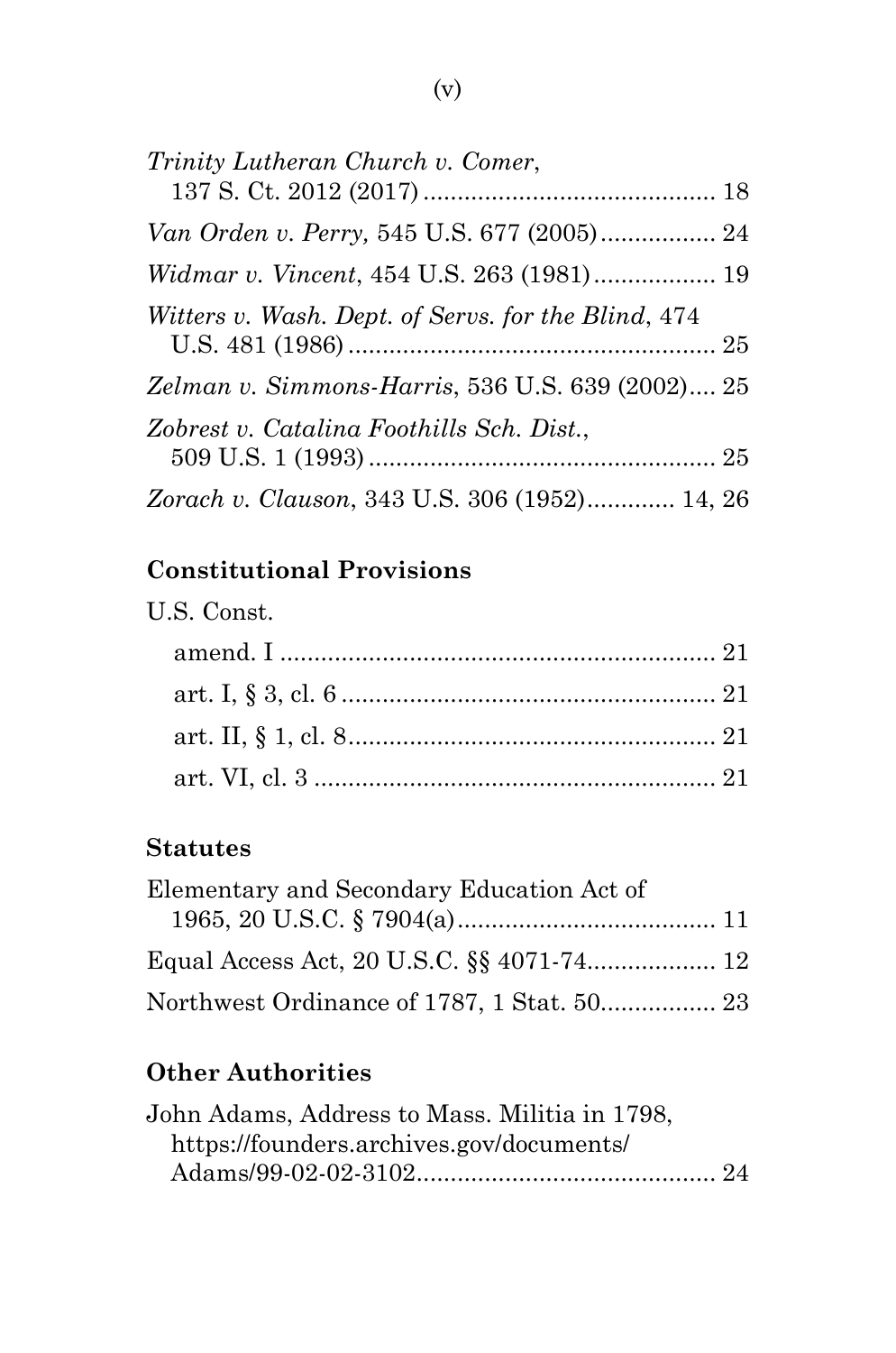*Trinity Lutheran Church v. Comer*, 137 S. Ct. 2012 (2017) .......................................... 18

*Van Orden v. Perry,* 545 U.S. 677 (2005)................. 24

*Widmar v. Vincent*, 454 U.S. 263 (1981).................. 19

*Witters v. Wash. Dept. of Servs. for the Blind*, 474 U.S. 481 (1986)...................................................... 25

*Zelman v. Simmons-Harris*, 536 U.S. 639 (2002).... 25

*Zobrest v. Catalina Foothills Sch. Dist.*, 509 U.S. 1 (1993)................................................... 25

*Zorach v. Clauson*, 343 U.S. 306 (1952)............. 14, 26

### Constitutional Provisions

U.S. Const.

- amend. I ................................................................ 21
- art. I, § 3, cl. 6 ...................................................... 21
- art. II, § 1, cl. 8...................................................... 21
- art. VI, cl. 3 .......................................................... 21

### Statutes

Elementary and Secondary Education Act of 1965, 20 U.S.C. § 7904(a)...................................... 11

Equal Access Act, 20 U.S.C. §§ 4071-74.................. 12

Northwest Ordinance of 1787, 1 Stat. 50................. 23

### Other Authorities

John Adams, Address to Mass. Militia in 1798, https://founders.archives.gov/documents/Adams/99-02-02-3102............................................ 24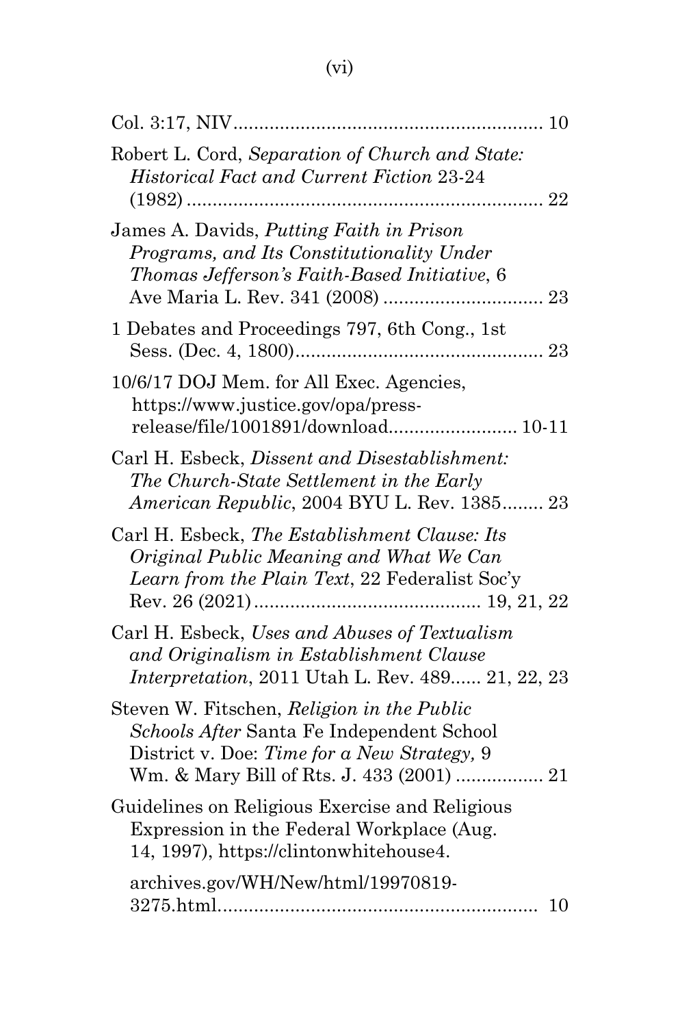Col. 3:17, NIV ........................................................ 10

Robert L. Cord, *Separation of Church and State: Historical Fact and Current Fiction* 23-24 (1982) ...................................................................... 22

James A. Davids, *Putting Faith in Prison Programs, and Its Constitutionality Under Thomas Jefferson's Faith-Based Initiative*, 6 Ave Maria L. Rev. 341 (2008) .............................. 23

1 Debates and Proceedings 797, 6th Cong., 1st Sess. (Dec. 4, 1800) ................................................ 23

10/6/17 DOJ Mem. for All Exec. Agencies, https://www.justice.gov/opa/press-release/file/1001891/download ........................ 10-11

Carl H. Esbeck, *Dissent and Disestablishment: The Church-State Settlement in the Early American Republic*, 2004 BYU L. Rev. 1385 ........ 23

Carl H. Esbeck, *The Establishment Clause: Its Original Public Meaning and What We Can Learn from the Plain Text*, 22 Federalist Soc'y Rev. 26 (2021) ........................................... 19, 21, 22

Carl H. Esbeck, *Uses and Abuses of Textualism and Originalism in Establishment Clause Interpretation*, 2011 Utah L. Rev. 489 ...... 21, 22, 23

Steven W. Fitschen, *Religion in the Public Schools After* Santa Fe Independent School District v. Doe: *Time for a New Strategy,* 9 Wm. & Mary Bill of Rts. J. 433 (2001) ................. 21

Guidelines on Religious Exercise and Religious Expression in the Federal Workplace (Aug. 14, 1997), https://clintonwhitehouse4.archives.gov/WH/New/html/19970819-3275.html ............................................................. 10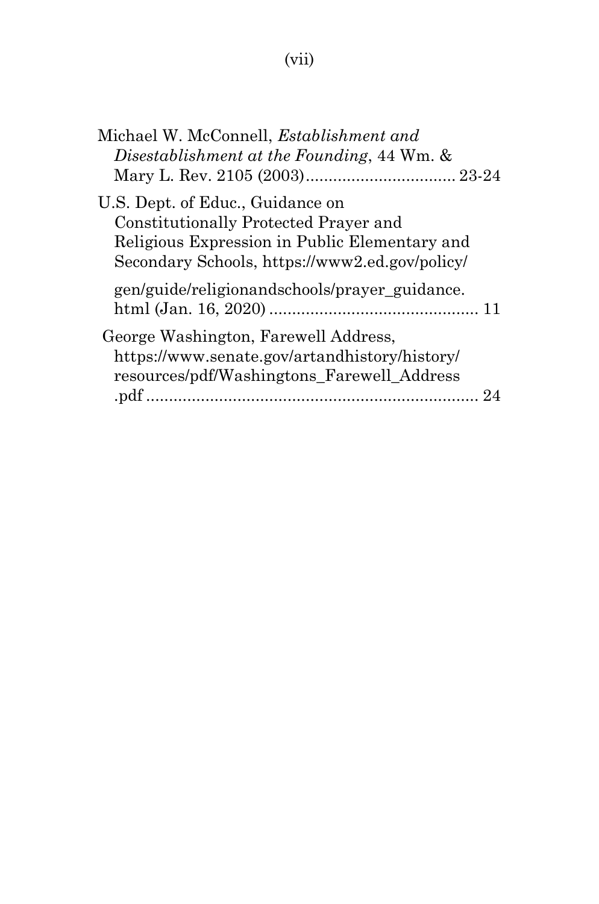Michael W. McConnell, *Establishment and Disestablishment at the Founding*, 44 Wm. & Mary L. Rev. 2105 (2003)................................ 23-24

U.S. Dept. of Educ., Guidance on Constitutionally Protected Prayer and Religious Expression in Public Elementary and Secondary Schools, https://www2.ed.gov/policy/gen/guide/religionandschools/prayer_guidance.html (Jan. 16, 2020) .............................................. 11

George Washington, Farewell Address, https://www.senate.gov/artandhistory/history/resources/pdf/Washingtons_Farewell_Address.pdf ......................................................................... 24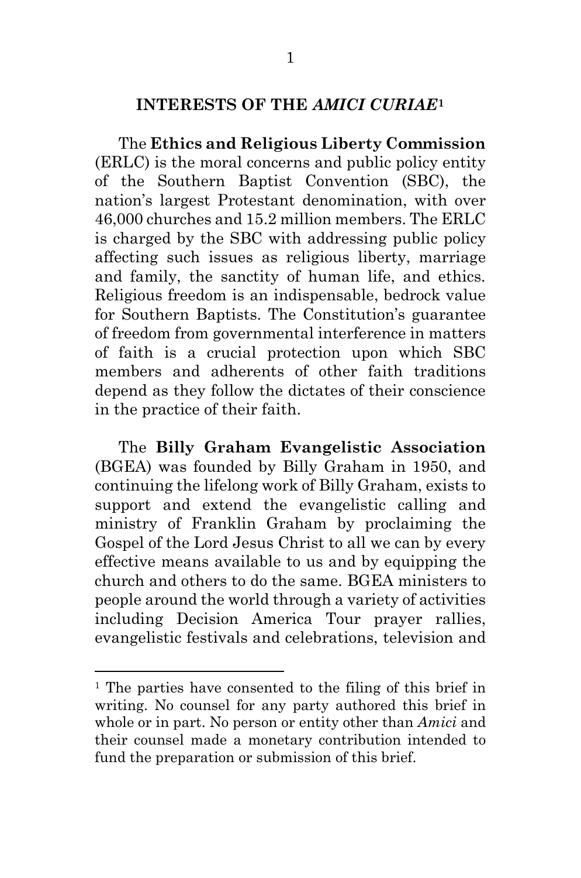## INTERESTS OF THE *AMICI CURIAE*[1]

The **Ethics and Religious Liberty Commission** (ERLC) is the moral concerns and public policy entity of the Southern Baptist Convention (SBC), the nation's largest Protestant denomination, with over 46,000 churches and 15.2 million members. The ERLC is charged by the SBC with addressing public policy affecting such issues as religious liberty, marriage and family, the sanctity of human life, and ethics. Religious freedom is an indispensable, bedrock value for Southern Baptists. The Constitution's guarantee of freedom from governmental interference in matters of faith is a crucial protection upon which SBC members and adherents of other faith traditions depend as they follow the dictates of their conscience in the practice of their faith.

The **Billy Graham Evangelistic Association** (BGEA) was founded by Billy Graham in 1950, and continuing the lifelong work of Billy Graham, exists to support and extend the evangelistic calling and ministry of Franklin Graham by proclaiming the Gospel of the Lord Jesus Christ to all we can by every effective means available to us and by equipping the church and others to do the same. BGEA ministers to people around the world through a variety of activities including Decision America Tour prayer rallies, evangelistic festivals and celebrations, television and

---

[1] The parties have consented to the filing of this brief in writing. No counsel for any party authored this brief in whole or in part. No person or entity other than *Amici* and their counsel made a monetary contribution intended to fund the preparation or submission of this brief.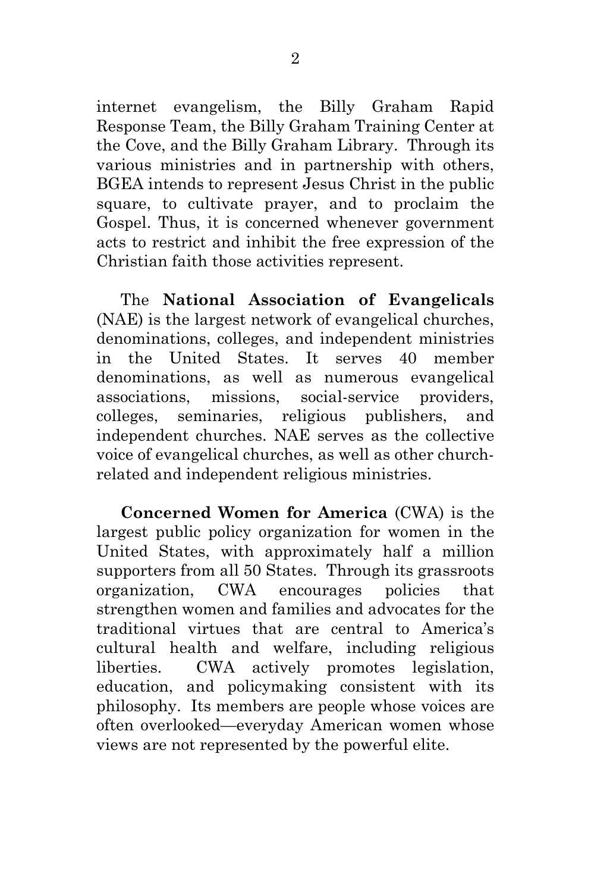internet evangelism, the Billy Graham Rapid Response Team, the Billy Graham Training Center at the Cove, and the Billy Graham Library. Through its various ministries and in partnership with others, BGEA intends to represent Jesus Christ in the public square, to cultivate prayer, and to proclaim the Gospel. Thus, it is concerned whenever government acts to restrict and inhibit the free expression of the Christian faith those activities represent.

The **National Association of Evangelicals** (NAE) is the largest network of evangelical churches, denominations, colleges, and independent ministries in the United States. It serves 40 member denominations, as well as numerous evangelical associations, missions, social-service providers, colleges, seminaries, religious publishers, and independent churches. NAE serves as the collective voice of evangelical churches, as well as other church-related and independent religious ministries.

**Concerned Women for America** (CWA) is the largest public policy organization for women in the United States, with approximately half a million supporters from all 50 States. Through its grassroots organization, CWA encourages policies that strengthen women and families and advocates for the traditional virtues that are central to America's cultural health and welfare, including religious liberties. CWA actively promotes legislation, education, and policymaking consistent with its philosophy. Its members are people whose voices are often overlooked—everyday American women whose views are not represented by the powerful elite.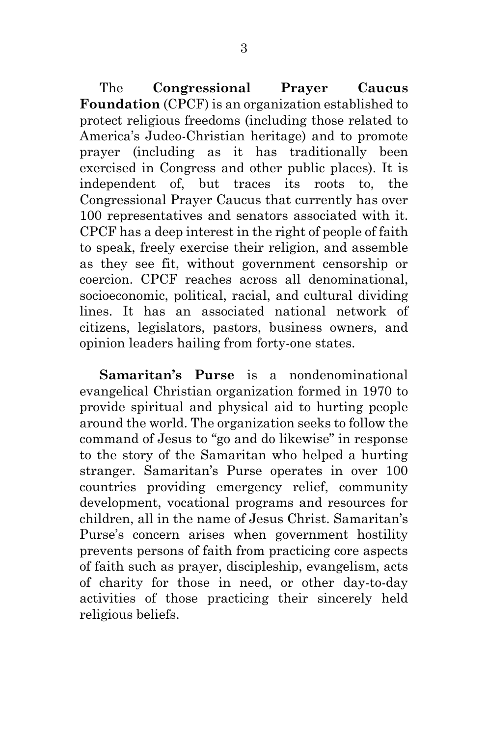The **Congressional Prayer Caucus Foundation** (CPCF) is an organization established to protect religious freedoms (including those related to America's Judeo-Christian heritage) and to promote prayer (including as it has traditionally been exercised in Congress and other public places). It is independent of, but traces its roots to, the Congressional Prayer Caucus that currently has over 100 representatives and senators associated with it. CPCF has a deep interest in the right of people of faith to speak, freely exercise their religion, and assemble as they see fit, without government censorship or coercion. CPCF reaches across all denominational, socioeconomic, political, racial, and cultural dividing lines. It has an associated national network of citizens, legislators, pastors, business owners, and opinion leaders hailing from forty-one states.

**Samaritan's Purse** is a nondenominational evangelical Christian organization formed in 1970 to provide spiritual and physical aid to hurting people around the world. The organization seeks to follow the command of Jesus to "go and do likewise" in response to the story of the Samaritan who helped a hurting stranger. Samaritan's Purse operates in over 100 countries providing emergency relief, community development, vocational programs and resources for children, all in the name of Jesus Christ. Samaritan's Purse's concern arises when government hostility prevents persons of faith from practicing core aspects of faith such as prayer, discipleship, evangelism, acts of charity for those in need, or other day-to-day activities of those practicing their sincerely held religious beliefs.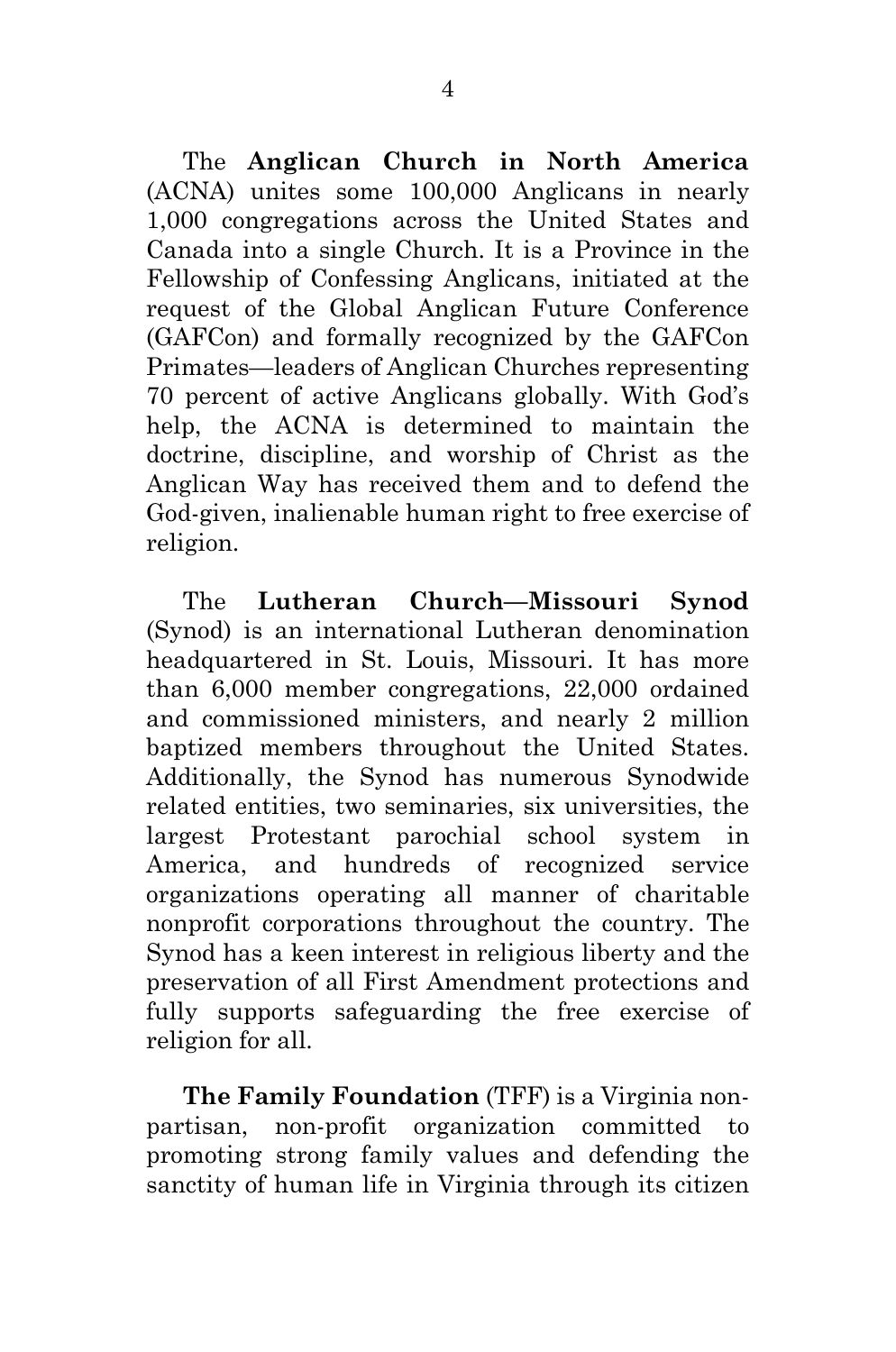The **Anglican Church in North America** (ACNA) unites some 100,000 Anglicans in nearly 1,000 congregations across the United States and Canada into a single Church. It is a Province in the Fellowship of Confessing Anglicans, initiated at the request of the Global Anglican Future Conference (GAFCon) and formally recognized by the GAFCon Primates—leaders of Anglican Churches representing 70 percent of active Anglicans globally. With God's help, the ACNA is determined to maintain the doctrine, discipline, and worship of Christ as the Anglican Way has received them and to defend the God-given, inalienable human right to free exercise of religion.

The **Lutheran Church—Missouri Synod** (Synod) is an international Lutheran denomination headquartered in St. Louis, Missouri. It has more than 6,000 member congregations, 22,000 ordained and commissioned ministers, and nearly 2 million baptized members throughout the United States. Additionally, the Synod has numerous Synodwide related entities, two seminaries, six universities, the largest Protestant parochial school system in America, and hundreds of recognized service organizations operating all manner of charitable nonprofit corporations throughout the country. The Synod has a keen interest in religious liberty and the preservation of all First Amendment protections and fully supports safeguarding the free exercise of religion for all.

**The Family Foundation** (TFF) is a Virginia non-partisan, non-profit organization committed to promoting strong family values and defending the sanctity of human life in Virginia through its citizen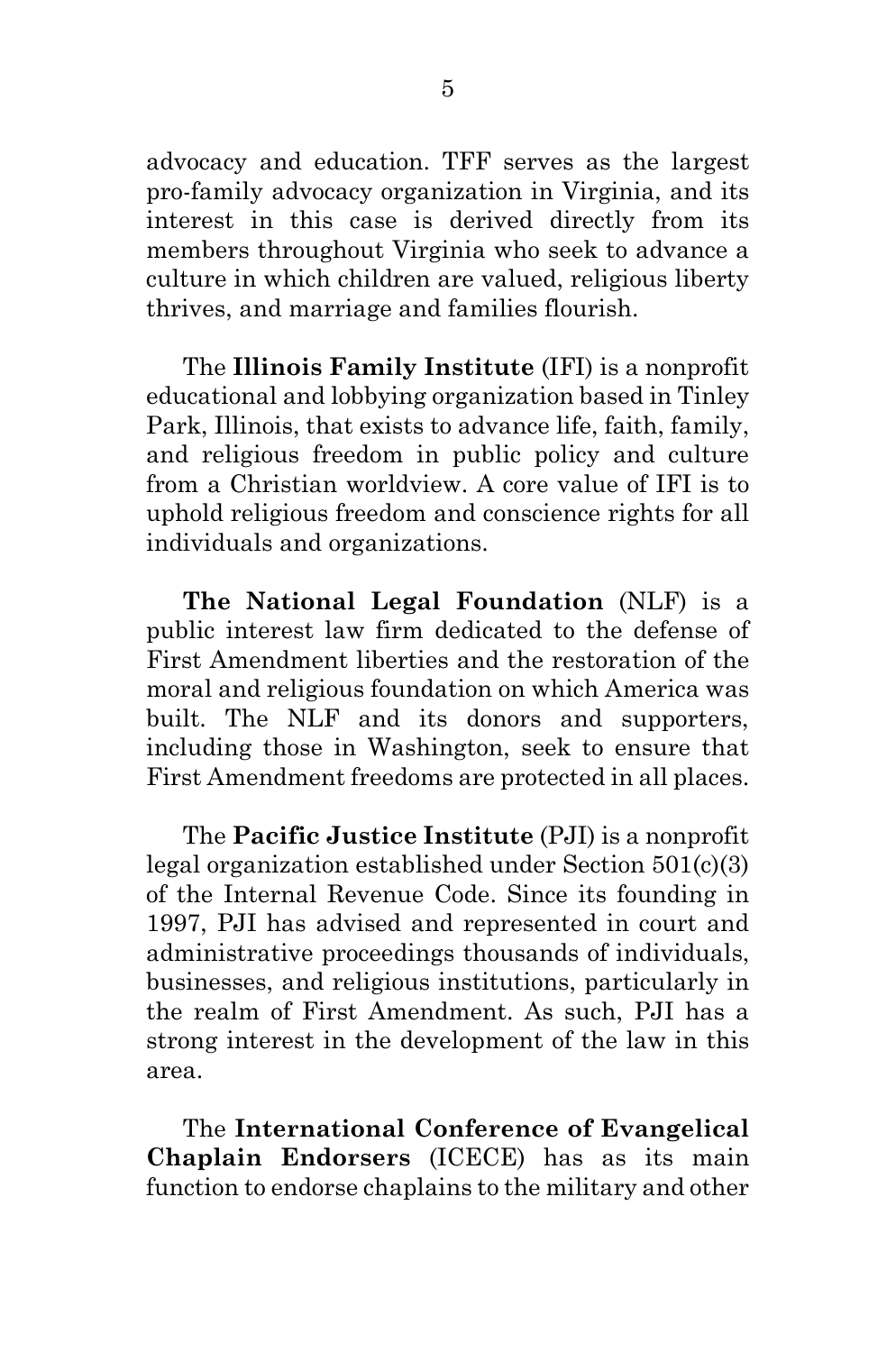advocacy and education. TFF serves as the largest pro-family advocacy organization in Virginia, and its interest in this case is derived directly from its members throughout Virginia who seek to advance a culture in which children are valued, religious liberty thrives, and marriage and families flourish.

The **Illinois Family Institute** (IFI) is a nonprofit educational and lobbying organization based in Tinley Park, Illinois, that exists to advance life, faith, family, and religious freedom in public policy and culture from a Christian worldview. A core value of IFI is to uphold religious freedom and conscience rights for all individuals and organizations.

**The National Legal Foundation** (NLF) is a public interest law firm dedicated to the defense of First Amendment liberties and the restoration of the moral and religious foundation on which America was built. The NLF and its donors and supporters, including those in Washington, seek to ensure that First Amendment freedoms are protected in all places.

The **Pacific Justice Institute** (PJI) is a nonprofit legal organization established under Section 501(c)(3) of the Internal Revenue Code. Since its founding in 1997, PJI has advised and represented in court and administrative proceedings thousands of individuals, businesses, and religious institutions, particularly in the realm of First Amendment. As such, PJI has a strong interest in the development of the law in this area.

The **International Conference of Evangelical Chaplain Endorsers** (ICECE) has as its main function to endorse chaplains to the military and other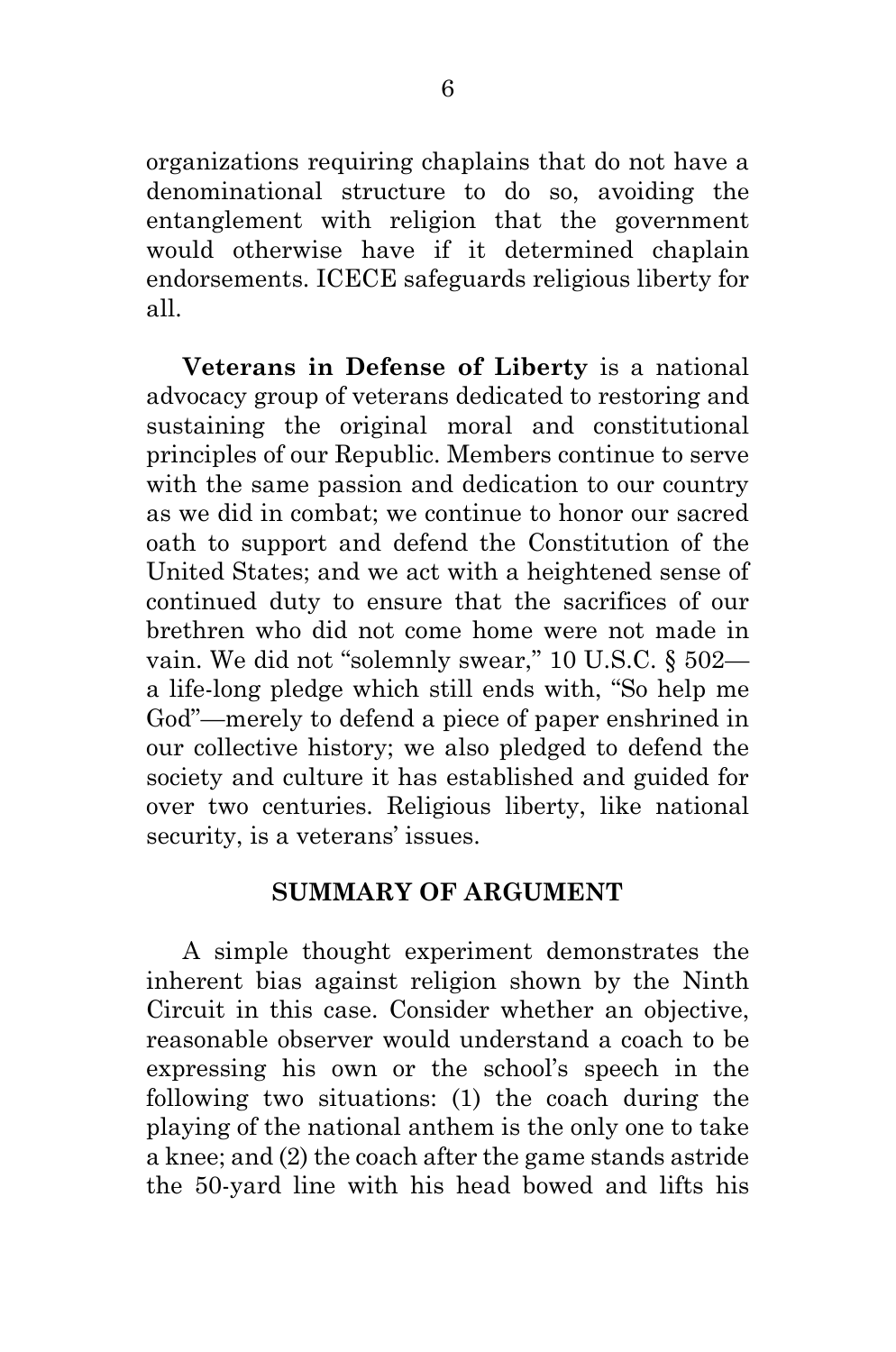organizations requiring chaplains that do not have a denominational structure to do so, avoiding the entanglement with religion that the government would otherwise have if it determined chaplain endorsements. ICECE safeguards religious liberty for all.

**Veterans in Defense of Liberty** is a national advocacy group of veterans dedicated to restoring and sustaining the original moral and constitutional principles of our Republic. Members continue to serve with the same passion and dedication to our country as we did in combat; we continue to honor our sacred oath to support and defend the Constitution of the United States; and we act with a heightened sense of continued duty to ensure that the sacrifices of our brethren who did not come home were not made in vain. We did not "solemnly swear," 10 U.S.C. § 502—a life-long pledge which still ends with, "So help me God"—merely to defend a piece of paper enshrined in our collective history; we also pledged to defend the society and culture it has established and guided for over two centuries. Religious liberty, like national security, is a veterans' issues.

## SUMMARY OF ARGUMENT

A simple thought experiment demonstrates the inherent bias against religion shown by the Ninth Circuit in this case. Consider whether an objective, reasonable observer would understand a coach to be expressing his own or the school's speech in the following two situations: (1) the coach during the playing of the national anthem is the only one to take a knee; and (2) the coach after the game stands astride the 50-yard line with his head bowed and lifts his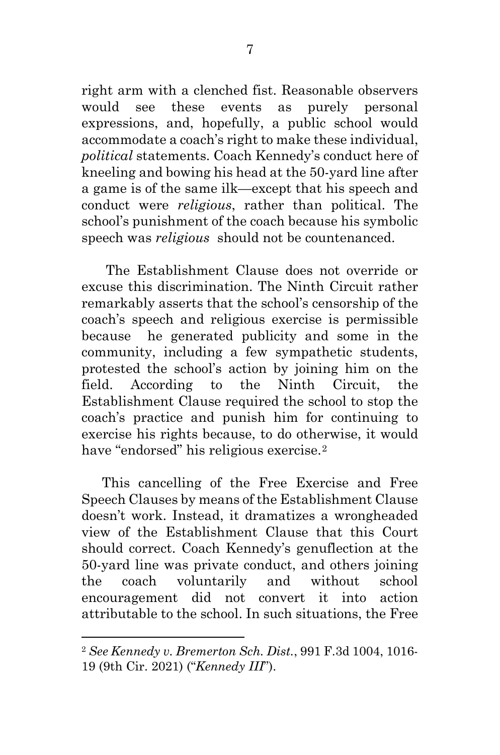right arm with a clenched fist. Reasonable observers would see these events as purely personal expressions, and, hopefully, a public school would accommodate a coach's right to make these individual, *political* statements. Coach Kennedy's conduct here of kneeling and bowing his head at the 50-yard line after a game is of the same ilk—except that his speech and conduct were *religious*, rather than political. The school's punishment of the coach because his symbolic speech was *religious* should not be countenanced.

The Establishment Clause does not override or excuse this discrimination. The Ninth Circuit rather remarkably asserts that the school's censorship of the coach's speech and religious exercise is permissible because he generated publicity and some in the community, including a few sympathetic students, protested the school's action by joining him on the field. According to the Ninth Circuit, the Establishment Clause required the school to stop the coach's practice and punish him for continuing to exercise his rights because, to do otherwise, it would have "endorsed" his religious exercise.[2]

This cancelling of the Free Exercise and Free Speech Clauses by means of the Establishment Clause doesn't work. Instead, it dramatizes a wrongheaded view of the Establishment Clause that this Court should correct. Coach Kennedy's genuflection at the 50-yard line was private conduct, and others joining the coach voluntarily and without school encouragement did not convert it into action attributable to the school. In such situations, the Free

---

[2] *See Kennedy v. Bremerton Sch. Dist.*, 991 F.3d 1004, 1016-19 (9th Cir. 2021) ("*Kennedy III*").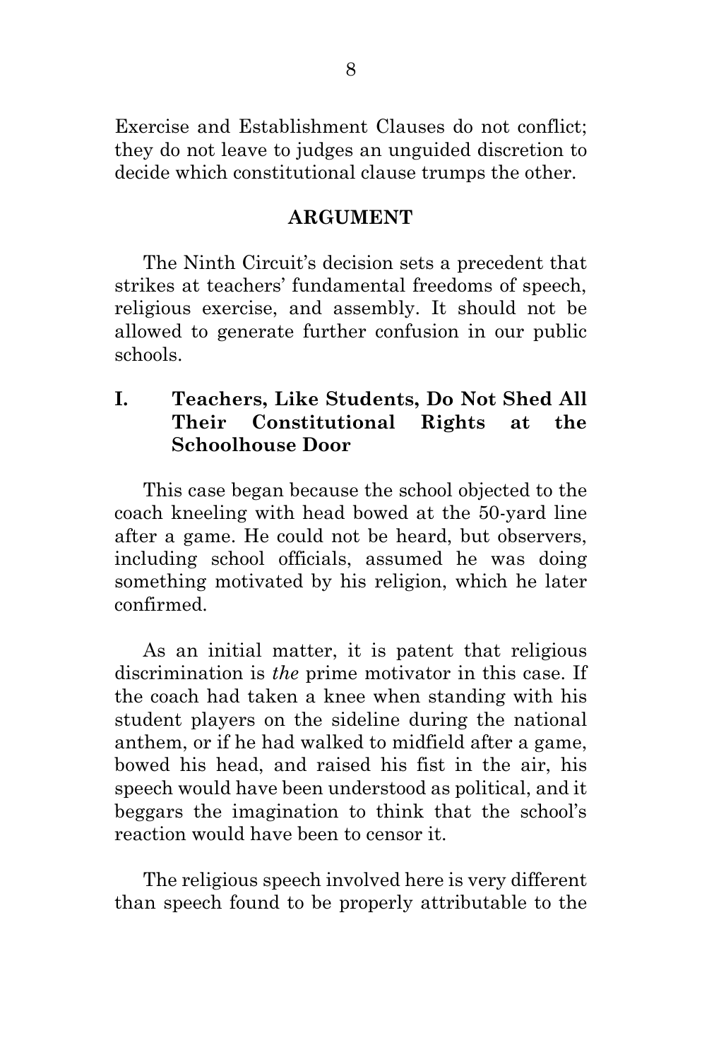Exercise and Establishment Clauses do not conflict; they do not leave to judges an unguided discretion to decide which constitutional clause trumps the other.

## ARGUMENT

The Ninth Circuit's decision sets a precedent that strikes at teachers' fundamental freedoms of speech, religious exercise, and assembly. It should not be allowed to generate further confusion in our public schools.

### I. Teachers, Like Students, Do Not Shed All Their Constitutional Rights at the Schoolhouse Door

This case began because the school objected to the coach kneeling with head bowed at the 50-yard line after a game. He could not be heard, but observers, including school officials, assumed he was doing something motivated by his religion, which he later confirmed.

As an initial matter, it is patent that religious discrimination is *the* prime motivator in this case. If the coach had taken a knee when standing with his student players on the sideline during the national anthem, or if he had walked to midfield after a game, bowed his head, and raised his fist in the air, his speech would have been understood as political, and it beggars the imagination to think that the school's reaction would have been to censor it.

The religious speech involved here is very different than speech found to be properly attributable to the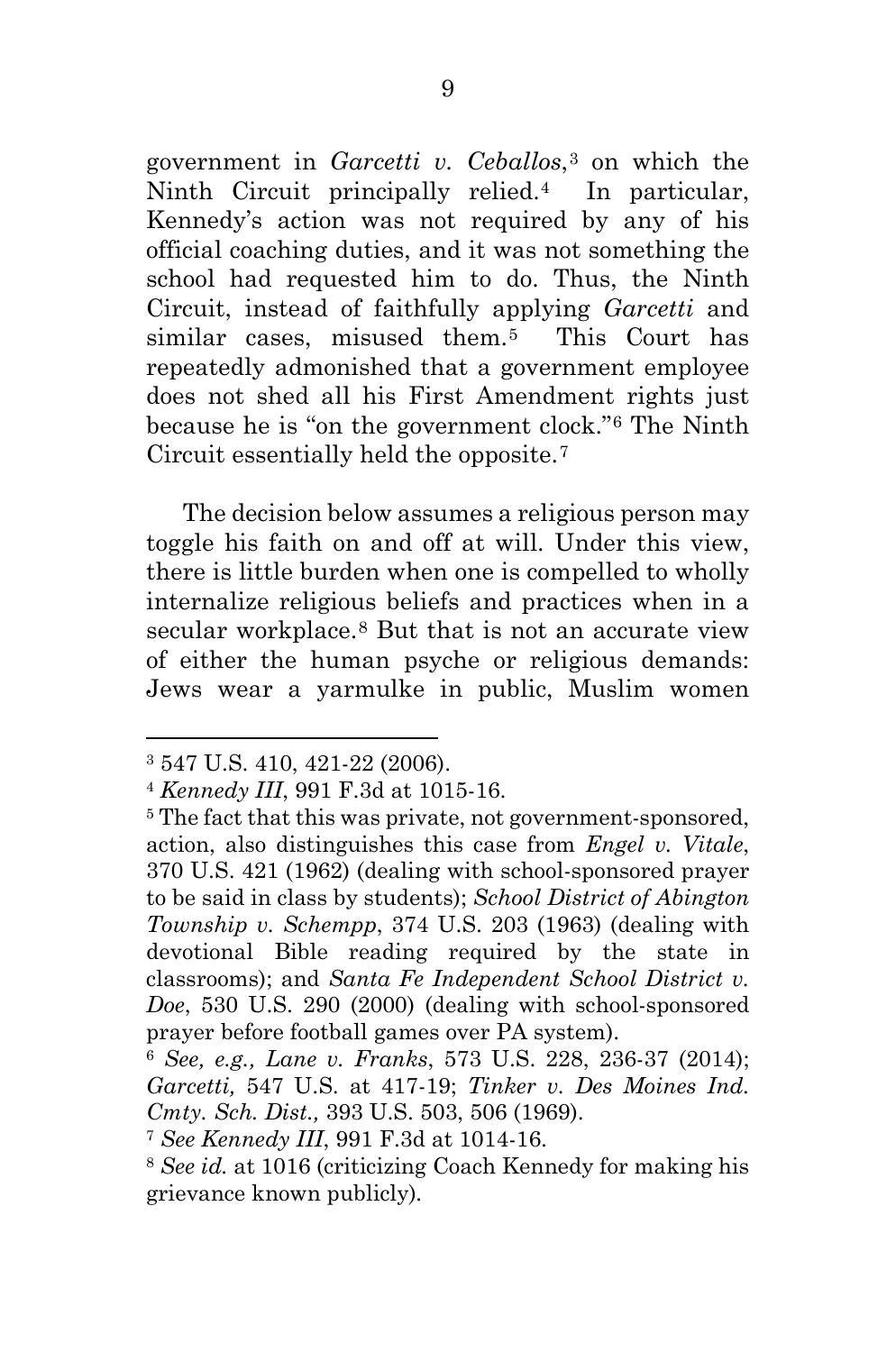government in *Garcetti v. Ceballos*,[3] on which the Ninth Circuit principally relied.[4] In particular, Kennedy's action was not required by any of his official coaching duties, and it was not something the school had requested him to do. Thus, the Ninth Circuit, instead of faithfully applying *Garcetti* and similar cases, misused them.[5] This Court has repeatedly admonished that a government employee does not shed all his First Amendment rights just because he is "on the government clock."[6] The Ninth Circuit essentially held the opposite.[7]

The decision below assumes a religious person may toggle his faith on and off at will. Under this view, there is little burden when one is compelled to wholly internalize religious beliefs and practices when in a secular workplace.[8] But that is not an accurate view of either the human psyche or religious demands: Jews wear a yarmulke in public, Muslim women

---

[3] 547 U.S. 410, 421-22 (2006).

[4] *Kennedy III*, 991 F.3d at 1015-16.

[5] The fact that this was private, not government-sponsored, action, also distinguishes this case from *Engel v. Vitale*, 370 U.S. 421 (1962) (dealing with school-sponsored prayer to be said in class by students); *School District of Abington Township v. Schempp*, 374 U.S. 203 (1963) (dealing with devotional Bible reading required by the state in classrooms); and *Santa Fe Independent School District v. Doe*, 530 U.S. 290 (2000) (dealing with school-sponsored prayer before football games over PA system).

[6] *See, e.g., Lane v. Franks*, 573 U.S. 228, 236-37 (2014); *Garcetti,* 547 U.S. at 417-19; *Tinker v. Des Moines Ind. Cmty. Sch. Dist.,* 393 U.S. 503, 506 (1969).

[7] *See Kennedy III*, 991 F.3d at 1014-16.

[8] *See id.* at 1016 (criticizing Coach Kennedy for making his grievance known publicly).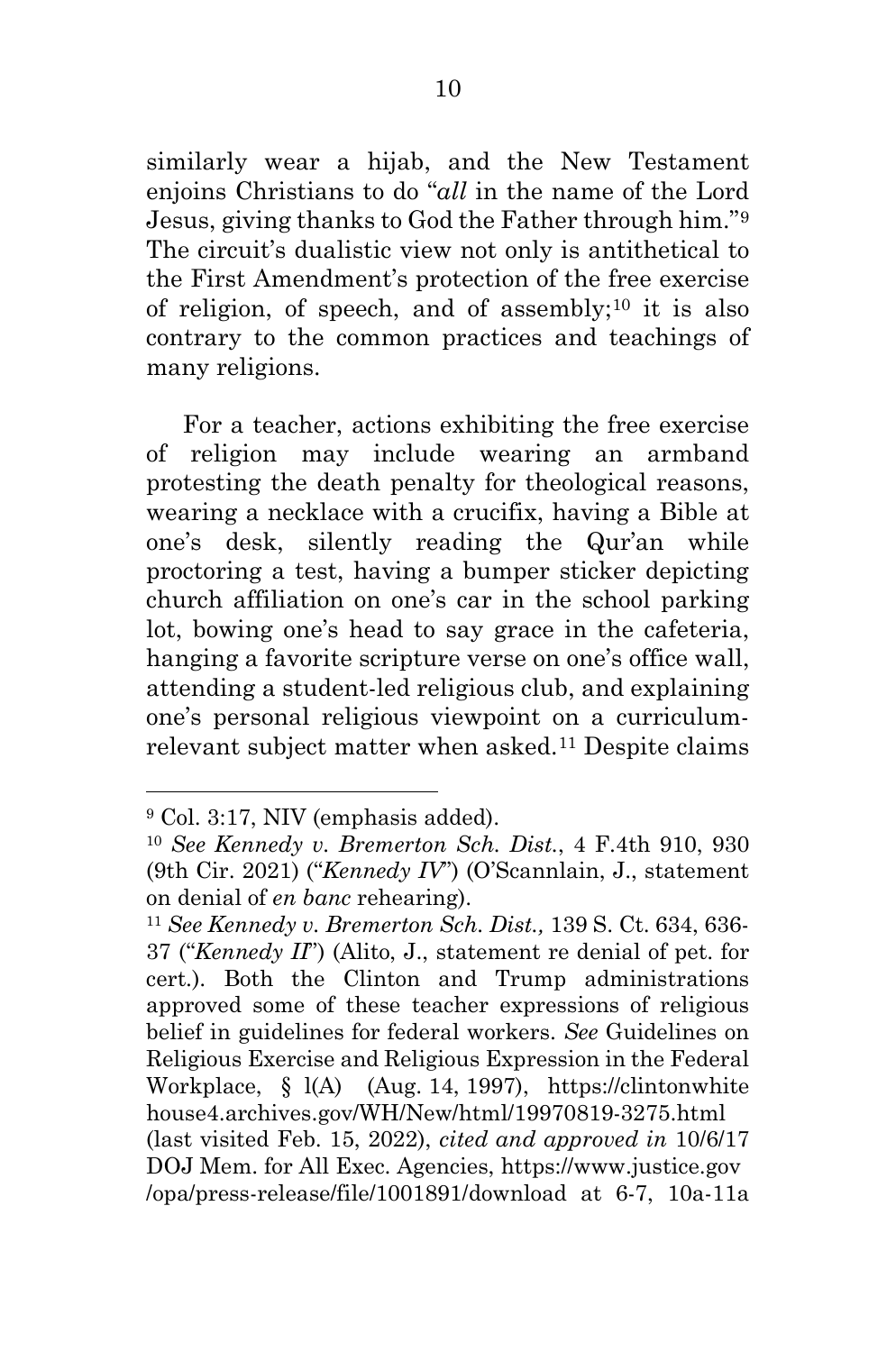similarly wear a hijab, and the New Testament enjoins Christians to do "*all* in the name of the Lord Jesus, giving thanks to God the Father through him."[9] The circuit's dualistic view not only is antithetical to the First Amendment's protection of the free exercise of religion, of speech, and of assembly;[10] it is also contrary to the common practices and teachings of many religions.

For a teacher, actions exhibiting the free exercise of religion may include wearing an armband protesting the death penalty for theological reasons, wearing a necklace with a crucifix, having a Bible at one's desk, silently reading the Qur'an while proctoring a test, having a bumper sticker depicting church affiliation on one's car in the school parking lot, bowing one's head to say grace in the cafeteria, hanging a favorite scripture verse on one's office wall, attending a student-led religious club, and explaining one's personal religious viewpoint on a curriculum-relevant subject matter when asked.[11] Despite claims

---

[9] Col. 3:17, NIV (emphasis added).

[10] *See Kennedy v. Bremerton Sch. Dist.*, 4 F.4th 910, 930 (9th Cir. 2021) ("*Kennedy IV*") (O'Scannlain, J., statement on denial of *en banc* rehearing).

[11] *See Kennedy v. Bremerton Sch. Dist.,* 139 S. Ct. 634, 636-37 ("*Kennedy II*") (Alito, J., statement re denial of pet. for cert.). Both the Clinton and Trump administrations approved some of these teacher expressions of religious belief in guidelines for federal workers. *See* Guidelines on Religious Exercise and Religious Expression in the Federal Workplace, § l(A) (Aug. 14, 1997), https://clintonwhitehouse4.archives.gov/WH/New/html/19970819-3275.html (last visited Feb. 15, 2022), *cited and approved in* 10/6/17 DOJ Mem. for All Exec. Agencies, https://www.justice.gov/opa/press-release/file/1001891/download at 6-7, 10a-11a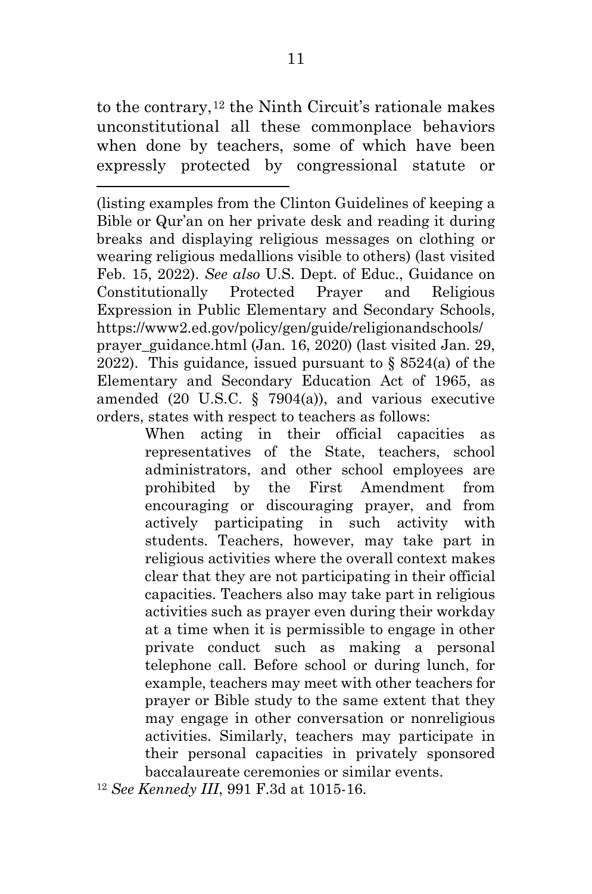to the contrary,[12] the Ninth Circuit's rationale makes unconstitutional all these commonplace behaviors when done by teachers, some of which have been expressly protected by congressional statute or

---

(listing examples from the Clinton Guidelines of keeping a Bible or Qur'an on her private desk and reading it during breaks and displaying religious messages on clothing or wearing religious medallions visible to others) (last visited Feb. 15, 2022). *See also* U.S. Dept. of Educ., Guidance on Constitutionally Protected Prayer and Religious Expression in Public Elementary and Secondary Schools, https://www2.ed.gov/policy/gen/guide/religionandschools/prayer_guidance.html (Jan. 16, 2020) (last visited Jan. 29, 2022). This guidance, issued pursuant to § 8524(a) of the Elementary and Secondary Education Act of 1965, as amended (20 U.S.C. § 7904(a)), and various executive orders, states with respect to teachers as follows:

> When acting in their official capacities as representatives of the State, teachers, school administrators, and other school employees are prohibited by the First Amendment from encouraging or discouraging prayer, and from actively participating in such activity with students. Teachers, however, may take part in religious activities where the overall context makes clear that they are not participating in their official capacities. Teachers also may take part in religious activities such as prayer even during their workday at a time when it is permissible to engage in other private conduct such as making a personal telephone call. Before school or during lunch, for example, teachers may meet with other teachers for prayer or Bible study to the same extent that they may engage in other conversation or nonreligious activities. Similarly, teachers may participate in their personal capacities in privately sponsored baccalaureate ceremonies or similar events.

[12] *See Kennedy III*, 991 F.3d at 1015-16.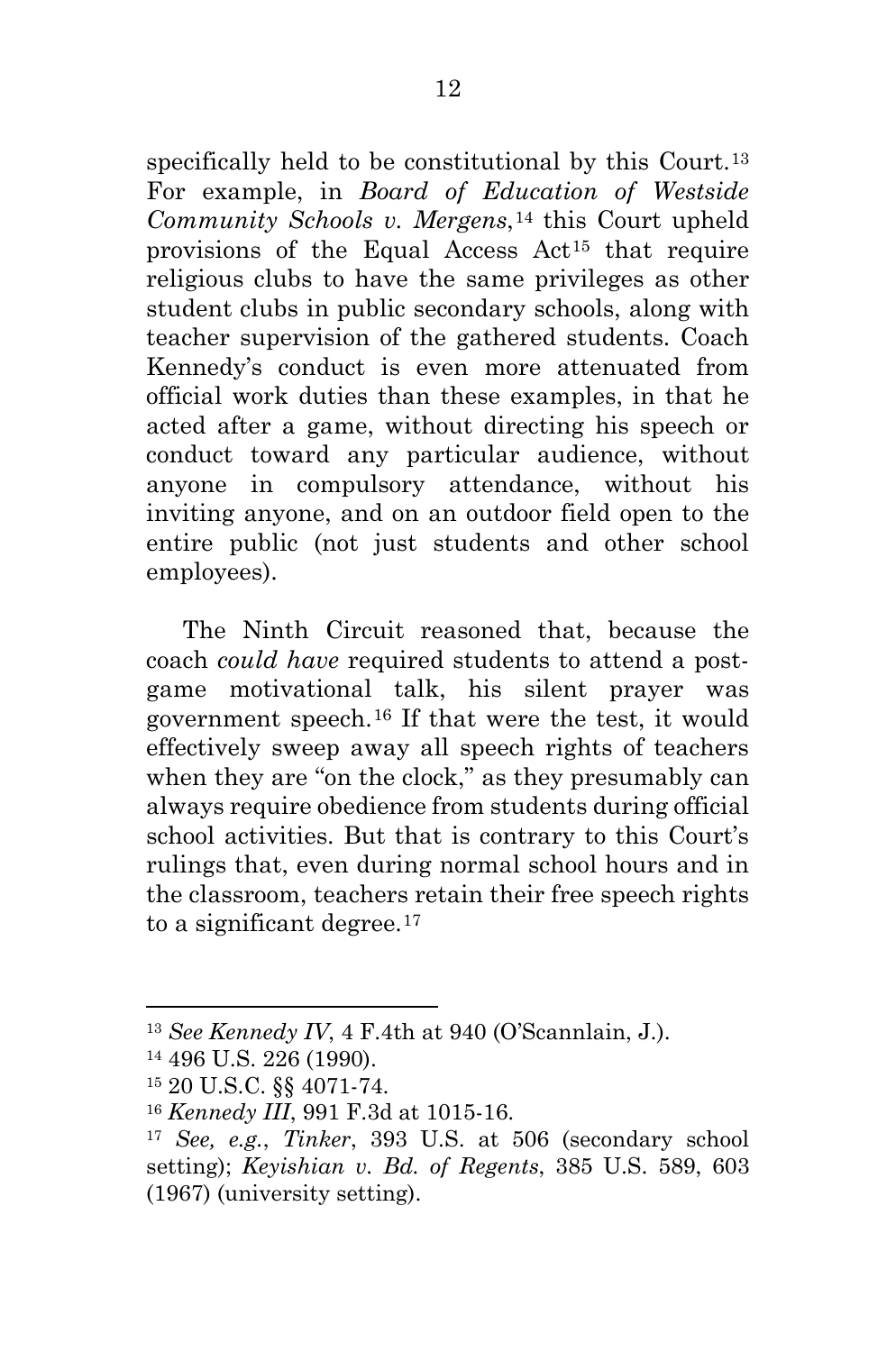specifically held to be constitutional by this Court.[13] For example, in *Board of Education of Westside Community Schools v. Mergens*,[14] this Court upheld provisions of the Equal Access Act[15] that require religious clubs to have the same privileges as other student clubs in public secondary schools, along with teacher supervision of the gathered students. Coach Kennedy's conduct is even more attenuated from official work duties than these examples, in that he acted after a game, without directing his speech or conduct toward any particular audience, without anyone in compulsory attendance, without his inviting anyone, and on an outdoor field open to the entire public (not just students and other school employees).

The Ninth Circuit reasoned that, because the coach *could have* required students to attend a post-game motivational talk, his silent prayer was government speech.[16] If that were the test, it would effectively sweep away all speech rights of teachers when they are "on the clock," as they presumably can always require obedience from students during official school activities. But that is contrary to this Court's rulings that, even during normal school hours and in the classroom, teachers retain their free speech rights to a significant degree.[17]

---

[13] *See Kennedy IV*, 4 F.4th at 940 (O'Scannlain, J.).

[14] 496 U.S. 226 (1990).

[15] 20 U.S.C. §§ 4071-74.

[16] *Kennedy III*, 991 F.3d at 1015-16.

[17] *See, e.g.*, *Tinker*, 393 U.S. at 506 (secondary school setting); *Keyishian v. Bd. of Regents*, 385 U.S. 589, 603 (1967) (university setting).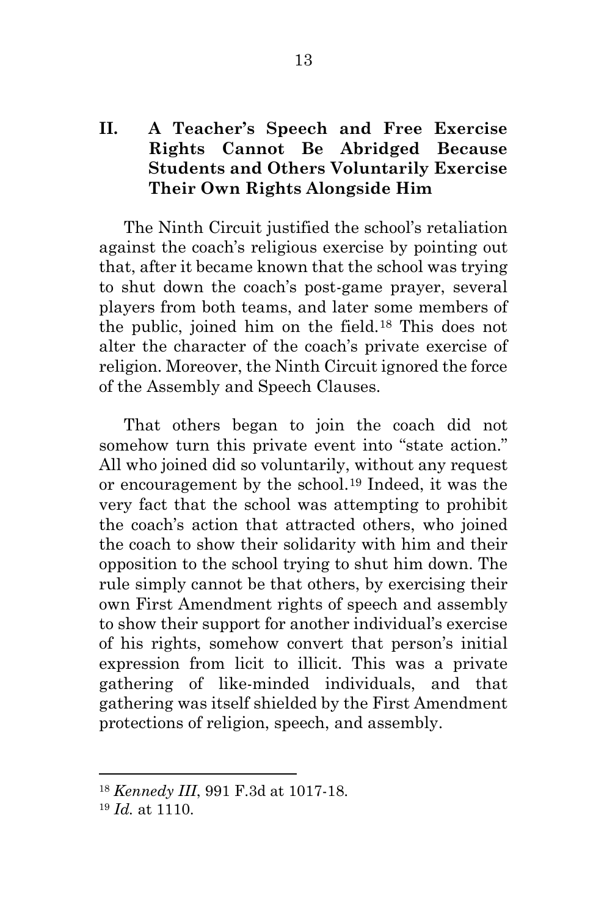## II. A Teacher's Speech and Free Exercise Rights Cannot Be Abridged Because Students and Others Voluntarily Exercise Their Own Rights Alongside Him

The Ninth Circuit justified the school's retaliation against the coach's religious exercise by pointing out that, after it became known that the school was trying to shut down the coach's post-game prayer, several players from both teams, and later some members of the public, joined him on the field.[18] This does not alter the character of the coach's private exercise of religion. Moreover, the Ninth Circuit ignored the force of the Assembly and Speech Clauses.

That others began to join the coach did not somehow turn this private event into "state action." All who joined did so voluntarily, without any request or encouragement by the school.[19] Indeed, it was the very fact that the school was attempting to prohibit the coach's action that attracted others, who joined the coach to show their solidarity with him and their opposition to the school trying to shut him down. The rule simply cannot be that others, by exercising their own First Amendment rights of speech and assembly to show their support for another individual's exercise of his rights, somehow convert that person's initial expression from licit to illicit. This was a private gathering of like-minded individuals, and that gathering was itself shielded by the First Amendment protections of religion, speech, and assembly.

---

[18] *Kennedy III*, 991 F.3d at 1017-18.

[19] *Id.* at 1110.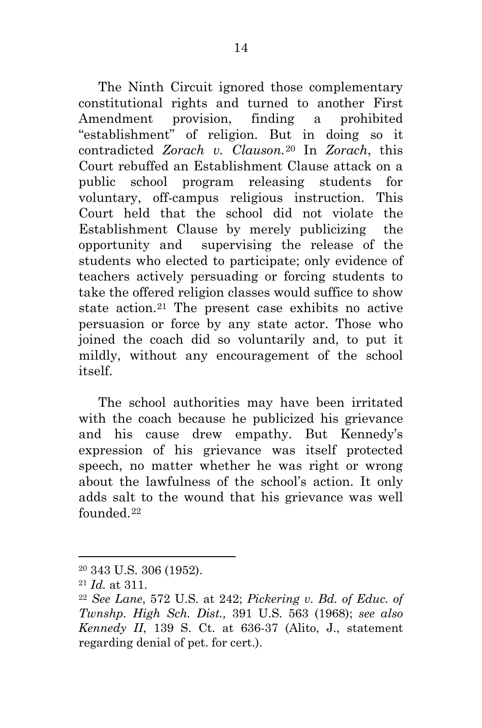The Ninth Circuit ignored those complementary constitutional rights and turned to another First Amendment provision, finding a prohibited "establishment" of religion. But in doing so it contradicted *Zorach v. Clauson.*[20] In *Zorach*, this Court rebuffed an Establishment Clause attack on a public school program releasing students for voluntary, off-campus religious instruction. This Court held that the school did not violate the Establishment Clause by merely publicizing the opportunity and supervising the release of the students who elected to participate; only evidence of teachers actively persuading or forcing students to take the offered religion classes would suffice to show state action.[21] The present case exhibits no active persuasion or force by any state actor. Those who joined the coach did so voluntarily and, to put it mildly, without any encouragement of the school itself.

The school authorities may have been irritated with the coach because he publicized his grievance and his cause drew empathy. But Kennedy's expression of his grievance was itself protected speech, no matter whether he was right or wrong about the lawfulness of the school's action. It only adds salt to the wound that his grievance was well founded.[22]

---

[20] 343 U.S. 306 (1952).

[21] *Id.* at 311.

[22] *See Lane*, 572 U.S. at 242; *Pickering v. Bd. of Educ. of Twnshp. High Sch. Dist.,* 391 U.S. 563 (1968); *see also Kennedy II*, 139 S. Ct. at 636-37 (Alito, J., statement regarding denial of pet. for cert.).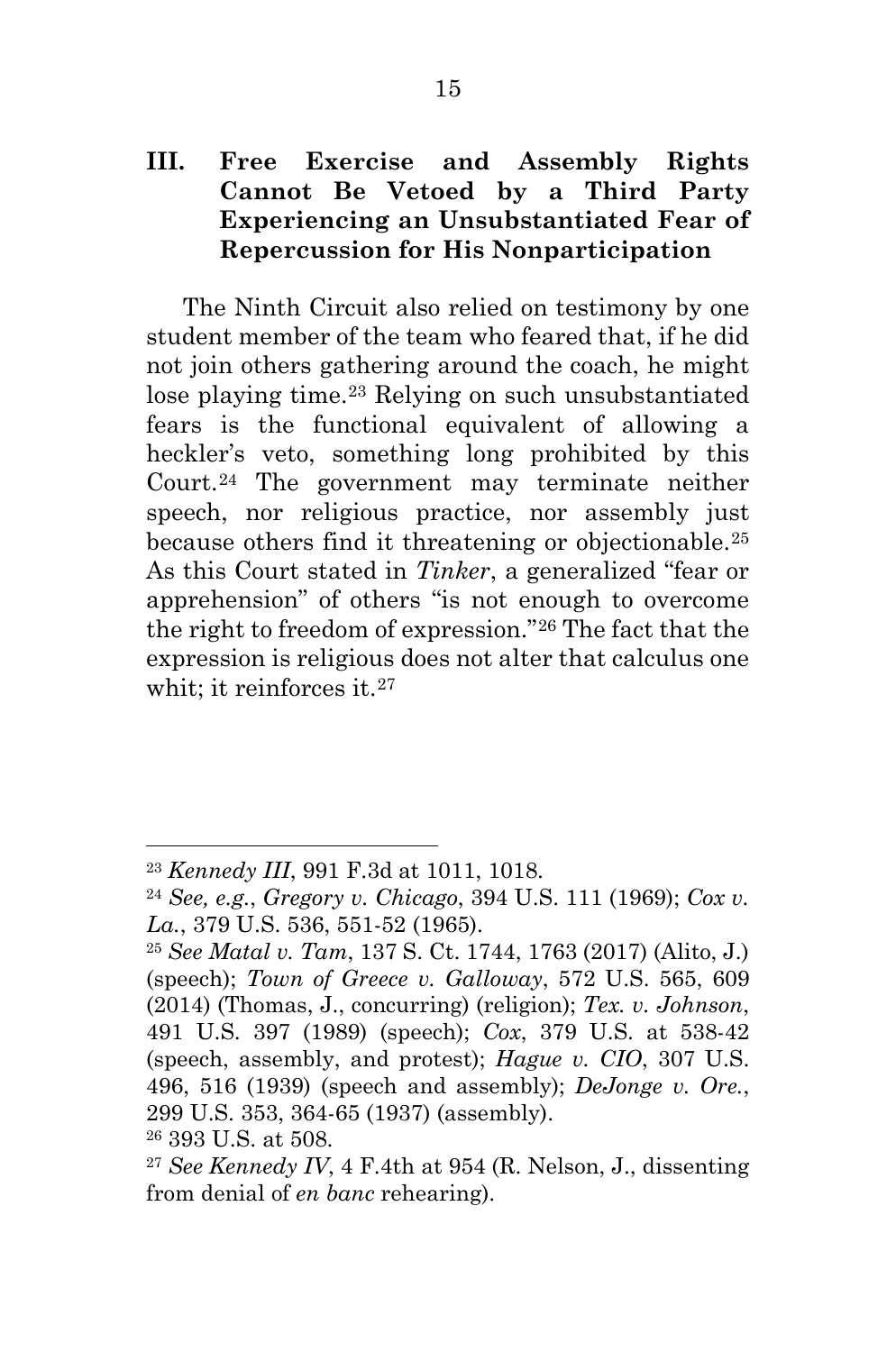## III. Free Exercise and Assembly Rights Cannot Be Vetoed by a Third Party Experiencing an Unsubstantiated Fear of Repercussion for His Nonparticipation

The Ninth Circuit also relied on testimony by one student member of the team who feared that, if he did not join others gathering around the coach, he might lose playing time.[23] Relying on such unsubstantiated fears is the functional equivalent of allowing a heckler's veto, something long prohibited by this Court.[24] The government may terminate neither speech, nor religious practice, nor assembly just because others find it threatening or objectionable.[25] As this Court stated in *Tinker*, a generalized "fear or apprehension" of others "is not enough to overcome the right to freedom of expression."[26] The fact that the expression is religious does not alter that calculus one whit; it reinforces it.[27]

---

[23] *Kennedy III*, 991 F.3d at 1011, 1018.

[24] *See, e.g.*, *Gregory v. Chicago*, 394 U.S. 111 (1969); *Cox v. La.*, 379 U.S. 536, 551-52 (1965).

[25] *See Matal v. Tam*, 137 S. Ct. 1744, 1763 (2017) (Alito, J.) (speech); *Town of Greece v. Galloway*, 572 U.S. 565, 609 (2014) (Thomas, J., concurring) (religion); *Tex. v. Johnson*, 491 U.S. 397 (1989) (speech); *Cox*, 379 U.S. at 538-42 (speech, assembly, and protest); *Hague v. CIO*, 307 U.S. 496, 516 (1939) (speech and assembly); *DeJonge v. Ore.*, 299 U.S. 353, 364-65 (1937) (assembly).

[26] 393 U.S. at 508.

[27] *See Kennedy IV*, 4 F.4th at 954 (R. Nelson, J., dissenting from denial of *en banc* rehearing).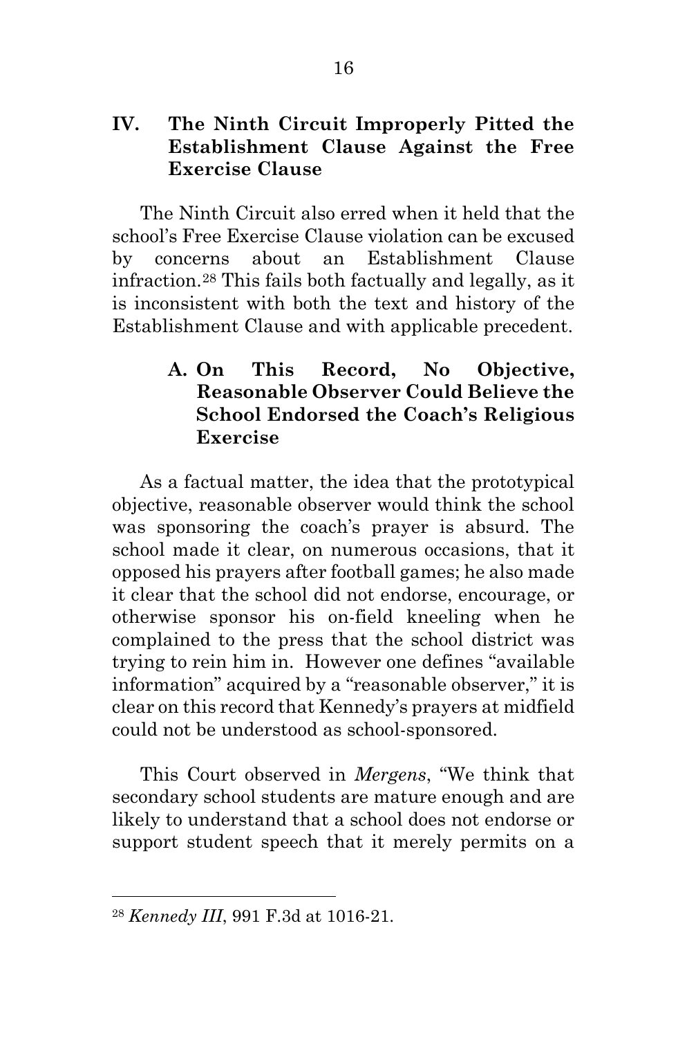## IV. The Ninth Circuit Improperly Pitted the Establishment Clause Against the Free Exercise Clause

The Ninth Circuit also erred when it held that the school's Free Exercise Clause violation can be excused by concerns about an Establishment Clause infraction.[28] This fails both factually and legally, as it is inconsistent with both the text and history of the Establishment Clause and with applicable precedent.

### A. On This Record, No Objective, Reasonable Observer Could Believe the School Endorsed the Coach's Religious Exercise

As a factual matter, the idea that the prototypical objective, reasonable observer would think the school was sponsoring the coach's prayer is absurd. The school made it clear, on numerous occasions, that it opposed his prayers after football games; he also made it clear that the school did not endorse, encourage, or otherwise sponsor his on-field kneeling when he complained to the press that the school district was trying to rein him in. However one defines "available information" acquired by a "reasonable observer," it is clear on this record that Kennedy's prayers at midfield could not be understood as school-sponsored.

This Court observed in *Mergens*, "We think that secondary school students are mature enough and are likely to understand that a school does not endorse or support student speech that it merely permits on a

---

[28] *Kennedy III*, 991 F.3d at 1016-21.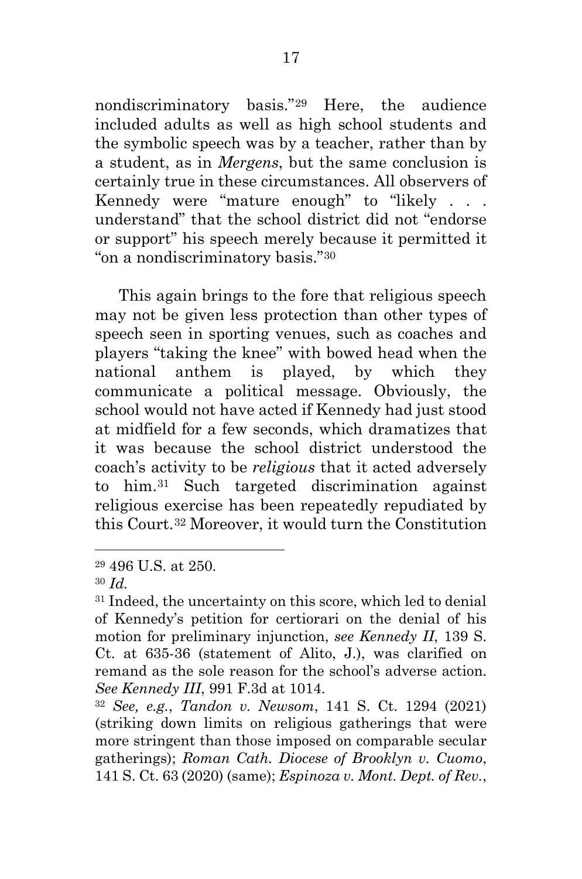nondiscriminatory basis."[29] Here, the audience included adults as well as high school students and the symbolic speech was by a teacher, rather than by a student, as in *Mergens*, but the same conclusion is certainly true in these circumstances. All observers of Kennedy were "mature enough" to "likely . . . understand" that the school district did not "endorse or support" his speech merely because it permitted it "on a nondiscriminatory basis."[30]

This again brings to the fore that religious speech may not be given less protection than other types of speech seen in sporting venues, such as coaches and players "taking the knee" with bowed head when the national anthem is played, by which they communicate a political message. Obviously, the school would not have acted if Kennedy had just stood at midfield for a few seconds, which dramatizes that it was because the school district understood the coach's activity to be *religious* that it acted adversely to him.[31] Such targeted discrimination against religious exercise has been repeatedly repudiated by this Court.[32] Moreover, it would turn the Constitution

---

[29] 496 U.S. at 250.

[30] *Id.*

[31] Indeed, the uncertainty on this score, which led to denial of Kennedy's petition for certiorari on the denial of his motion for preliminary injunction, *see Kennedy II*, 139 S. Ct. at 635-36 (statement of Alito, J.), was clarified on remand as the sole reason for the school's adverse action. *See Kennedy III*, 991 F.3d at 1014.

[32] *See, e.g.*, *Tandon v. Newsom*, 141 S. Ct. 1294 (2021) (striking down limits on religious gatherings that were more stringent than those imposed on comparable secular gatherings); *Roman Cath. Diocese of Brooklyn v. Cuomo*, 141 S. Ct. 63 (2020) (same); *Espinoza v. Mont. Dept. of Rev.*,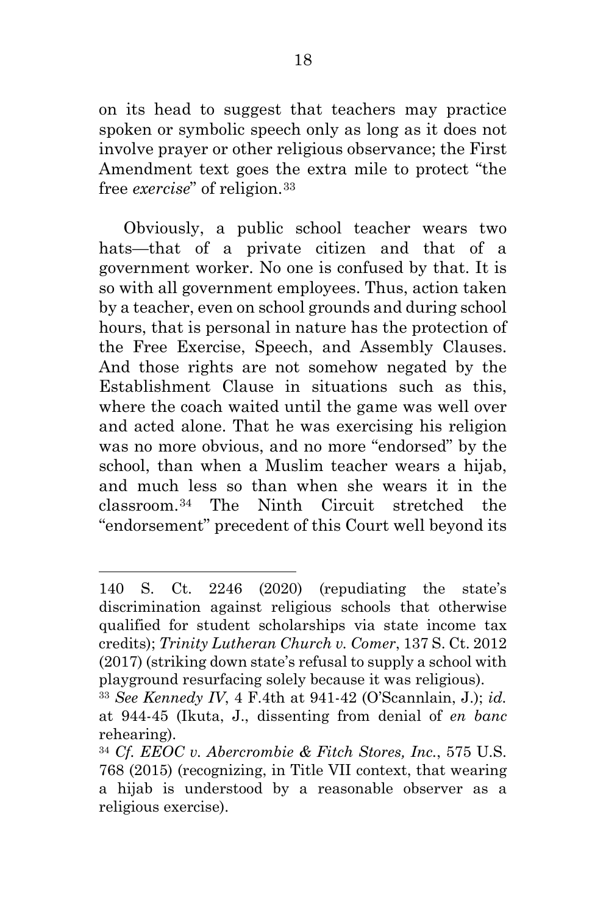on its head to suggest that teachers may practice spoken or symbolic speech only as long as it does not involve prayer or other religious observance; the First Amendment text goes the extra mile to protect "the free *exercise*" of religion.[33]

Obviously, a public school teacher wears two hats—that of a private citizen and that of a government worker. No one is confused by that. It is so with all government employees. Thus, action taken by a teacher, even on school grounds and during school hours, that is personal in nature has the protection of the Free Exercise, Speech, and Assembly Clauses. And those rights are not somehow negated by the Establishment Clause in situations such as this, where the coach waited until the game was well over and acted alone. That he was exercising his religion was no more obvious, and no more "endorsed" by the school, than when a Muslim teacher wears a hijab, and much less so than when she wears it in the classroom.[34] The Ninth Circuit stretched the "endorsement" precedent of this Court well beyond its

---

140 S. Ct. 2246 (2020) (repudiating the state's discrimination against religious schools that otherwise qualified for student scholarships via state income tax credits); *Trinity Lutheran Church v. Comer*, 137 S. Ct. 2012 (2017) (striking down state's refusal to supply a school with playground resurfacing solely because it was religious).

[33] *See Kennedy IV*, 4 F.4th at 941-42 (O'Scannlain, J.); *id.* at 944-45 (Ikuta, J., dissenting from denial of *en banc* rehearing).

[34] *Cf. EEOC v. Abercrombie & Fitch Stores, Inc.*, 575 U.S. 768 (2015) (recognizing, in Title VII context, that wearing a hijab is understood by a reasonable observer as a religious exercise).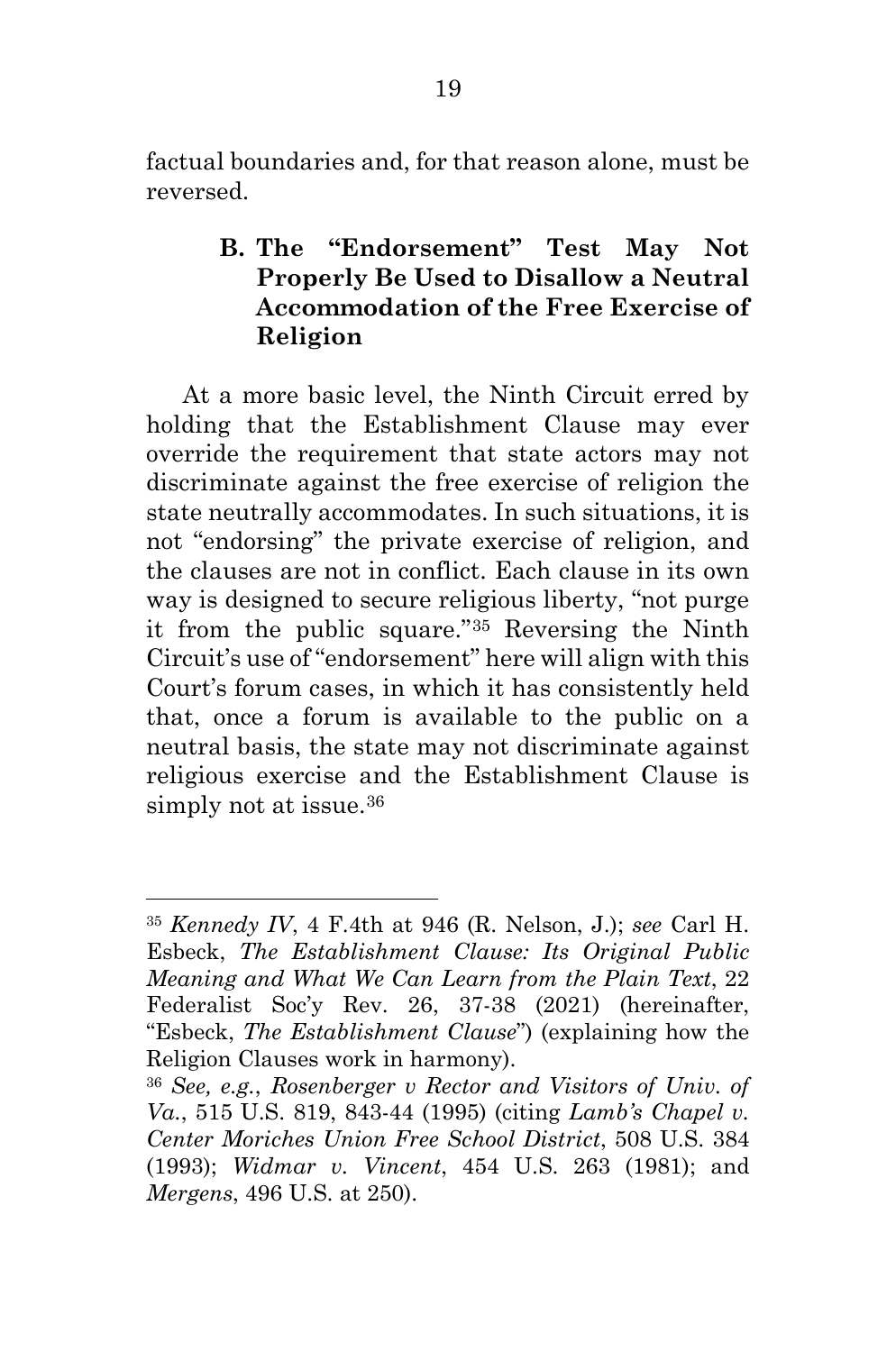factual boundaries and, for that reason alone, must be reversed.

### B. The "Endorsement" Test May Not Properly Be Used to Disallow a Neutral Accommodation of the Free Exercise of Religion

At a more basic level, the Ninth Circuit erred by holding that the Establishment Clause may ever override the requirement that state actors may not discriminate against the free exercise of religion the state neutrally accommodates. In such situations, it is not "endorsing" the private exercise of religion, and the clauses are not in conflict. Each clause in its own way is designed to secure religious liberty, "not purge it from the public square."[35] Reversing the Ninth Circuit's use of "endorsement" here will align with this Court's forum cases, in which it has consistently held that, once a forum is available to the public on a neutral basis, the state may not discriminate against religious exercise and the Establishment Clause is simply not at issue.[36]

---

[35] *Kennedy IV*, 4 F.4th at 946 (R. Nelson, J.); *see* Carl H. Esbeck, *The Establishment Clause: Its Original Public Meaning and What We Can Learn from the Plain Text*, 22 Federalist Soc'y Rev. 26, 37-38 (2021) (hereinafter, "Esbeck, *The Establishment Clause*") (explaining how the Religion Clauses work in harmony).

[36] *See, e.g.*, *Rosenberger v Rector and Visitors of Univ. of Va.*, 515 U.S. 819, 843-44 (1995) (citing *Lamb's Chapel v. Center Moriches Union Free School District*, 508 U.S. 384 (1993); *Widmar v. Vincent*, 454 U.S. 263 (1981); and *Mergens*, 496 U.S. at 250).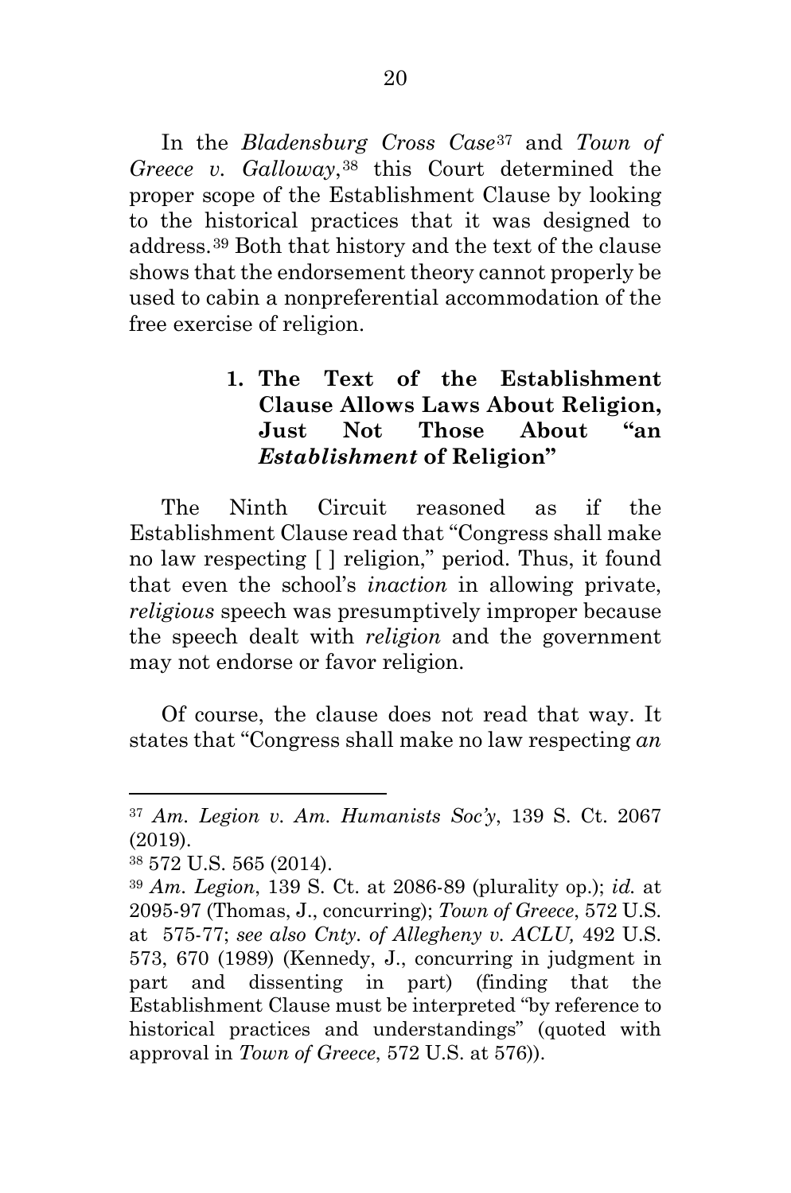In the *Bladensburg Cross Case*[37] and *Town of Greece v. Galloway*,[38] this Court determined the proper scope of the Establishment Clause by looking to the historical practices that it was designed to address.[39] Both that history and the text of the clause shows that the endorsement theory cannot properly be used to cabin a nonpreferential accommodation of the free exercise of religion.

### 1. The Text of the Establishment Clause Allows Laws About Religion, Just Not Those About "an *Establishment* of Religion"

The Ninth Circuit reasoned as if the Establishment Clause read that "Congress shall make no law respecting [ ] religion," period. Thus, it found that even the school's *inaction* in allowing private, *religious* speech was presumptively improper because the speech dealt with *religion* and the government may not endorse or favor religion.

Of course, the clause does not read that way. It states that "Congress shall make no law respecting *an*

---

[37] *Am. Legion v. Am. Humanists Soc'y*, 139 S. Ct. 2067 (2019).

[38] 572 U.S. 565 (2014).

[39] *Am. Legion*, 139 S. Ct. at 2086-89 (plurality op.); *id.* at 2095-97 (Thomas, J., concurring); *Town of Greece*, 572 U.S. at 575-77; *see also Cnty. of Allegheny v. ACLU,* 492 U.S. 573, 670 (1989) (Kennedy, J., concurring in judgment in part and dissenting in part) (finding that the Establishment Clause must be interpreted "by reference to historical practices and understandings" (quoted with approval in *Town of Greece*, 572 U.S. at 576)).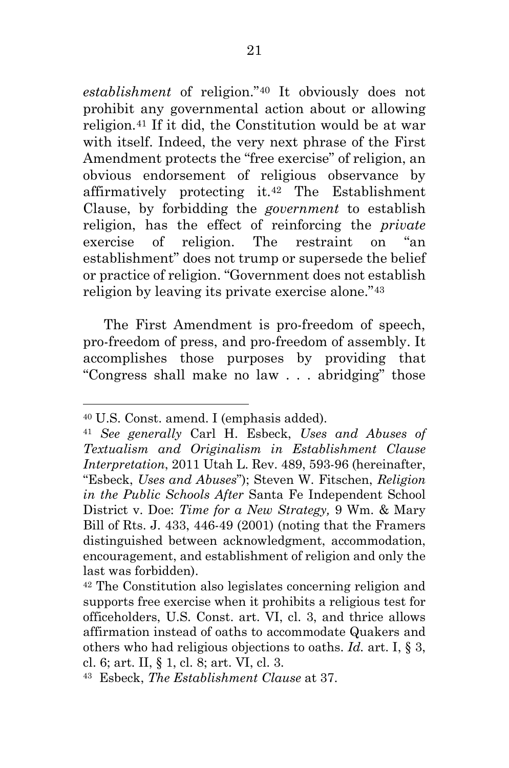*establishment* of religion."[40] It obviously does not prohibit any governmental action about or allowing religion.[41] If it did, the Constitution would be at war with itself. Indeed, the very next phrase of the First Amendment protects the "free exercise" of religion, an obvious endorsement of religious observance by affirmatively protecting it.[42] The Establishment Clause, by forbidding the *government* to establish religion, has the effect of reinforcing the *private* exercise of religion. The restraint on "an establishment" does not trump or supersede the belief or practice of religion. "Government does not establish religion by leaving its private exercise alone."[43]

The First Amendment is pro-freedom of speech, pro-freedom of press, and pro-freedom of assembly. It accomplishes those purposes by providing that "Congress shall make no law . . . abridging" those

---

[40] U.S. Const. amend. I (emphasis added).

[41] *See generally* Carl H. Esbeck, *Uses and Abuses of Textualism and Originalism in Establishment Clause Interpretation*, 2011 Utah L. Rev. 489, 593-96 (hereinafter, "Esbeck, *Uses and Abuses*"); Steven W. Fitschen, *Religion in the Public Schools After* Santa Fe Independent School District v. Doe: *Time for a New Strategy,* 9 Wm. & Mary Bill of Rts. J. 433, 446-49 (2001) (noting that the Framers distinguished between acknowledgment, accommodation, encouragement, and establishment of religion and only the last was forbidden).

[42] The Constitution also legislates concerning religion and supports free exercise when it prohibits a religious test for officeholders, U.S. Const. art. VI, cl. 3, and thrice allows affirmation instead of oaths to accommodate Quakers and others who had religious objections to oaths. *Id.* art. I, § 3, cl. 6; art. II, § 1, cl. 8; art. VI, cl. 3.

[43] Esbeck, *The Establishment Clause* at 37.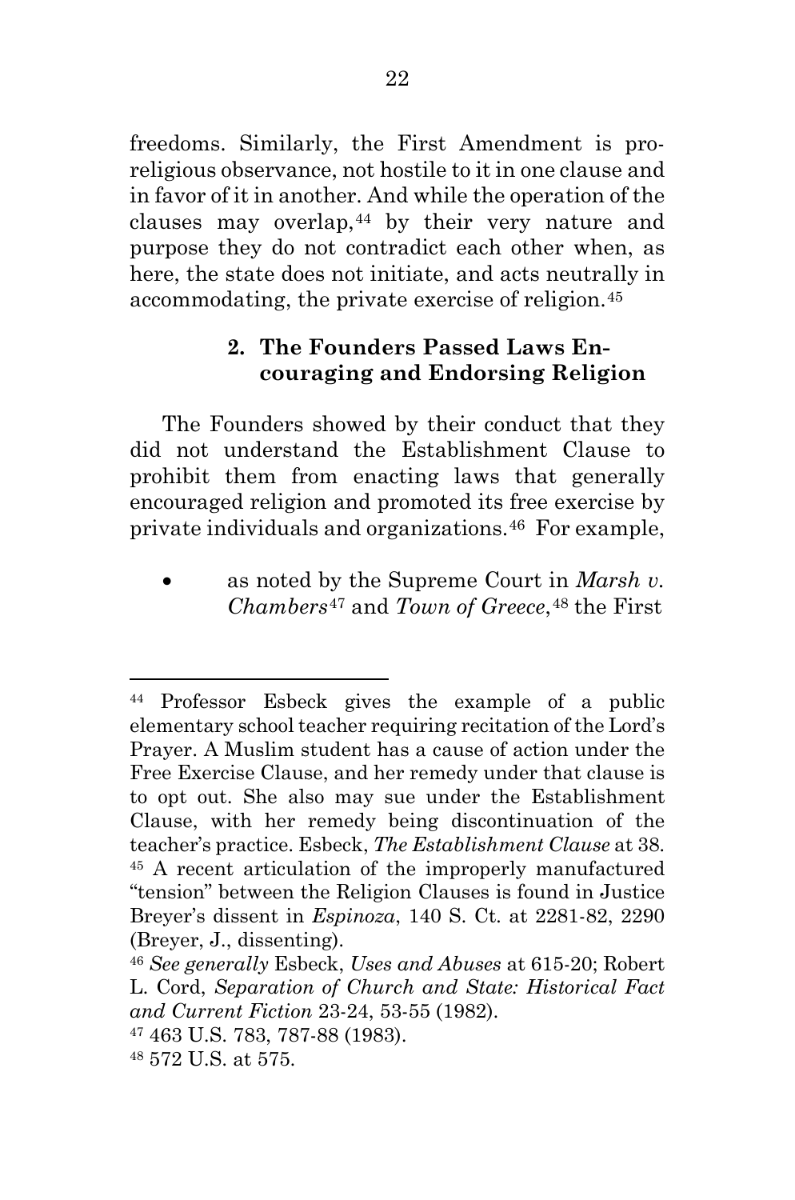freedoms. Similarly, the First Amendment is pro-religious observance, not hostile to it in one clause and in favor of it in another. And while the operation of the clauses may overlap,[44] by their very nature and purpose they do not contradict each other when, as here, the state does not initiate, and acts neutrally in accommodating, the private exercise of religion.[45]

### 2. The Founders Passed Laws Encouraging and Endorsing Religion

The Founders showed by their conduct that they did not understand the Establishment Clause to prohibit them from enacting laws that generally encouraged religion and promoted its free exercise by private individuals and organizations.[46] For example,

- as noted by the Supreme Court in *Marsh v. Chambers*[47] and *Town of Greece*,[48] the First

---

[44] Professor Esbeck gives the example of a public elementary school teacher requiring recitation of the Lord's Prayer. A Muslim student has a cause of action under the Free Exercise Clause, and her remedy under that clause is to opt out. She also may sue under the Establishment Clause, with her remedy being discontinuation of the teacher's practice. Esbeck, *The Establishment Clause* at 38.

[45] A recent articulation of the improperly manufactured "tension" between the Religion Clauses is found in Justice Breyer's dissent in *Espinoza*, 140 S. Ct. at 2281-82, 2290 (Breyer, J., dissenting).

[46] *See generally* Esbeck, *Uses and Abuses* at 615-20; Robert L. Cord, *Separation of Church and State: Historical Fact and Current Fiction* 23-24, 53-55 (1982).

[47] 463 U.S. 783, 787-88 (1983).

[48] 572 U.S. at 575.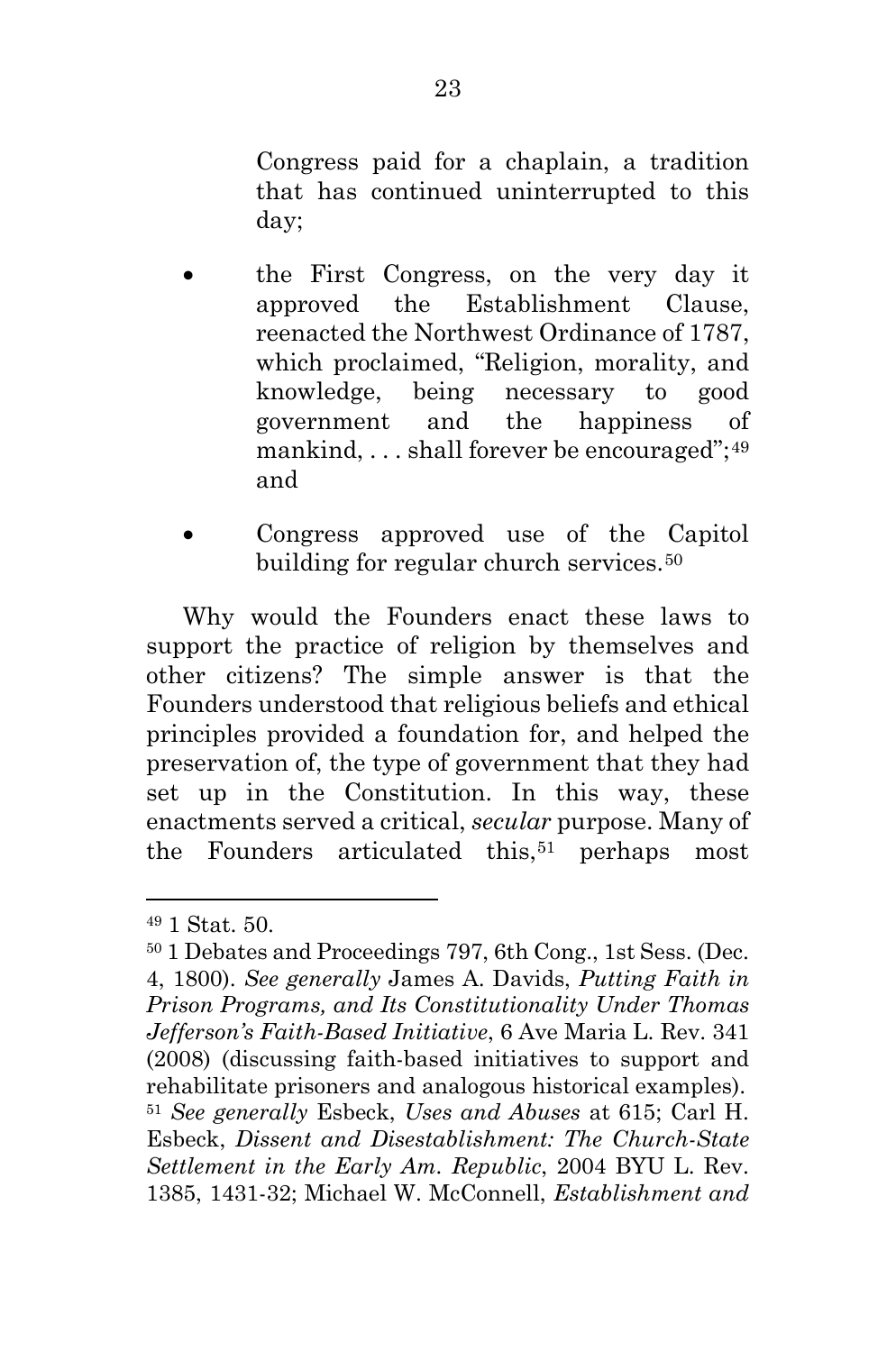Congress paid for a chaplain, a tradition that has continued uninterrupted to this day;

- the First Congress, on the very day it approved the Establishment Clause, reenacted the Northwest Ordinance of 1787, which proclaimed, "Religion, morality, and knowledge, being necessary to good government and the happiness of mankind, . . . shall forever be encouraged";[49] and
- Congress approved use of the Capitol building for regular church services.[50]

Why would the Founders enact these laws to support the practice of religion by themselves and other citizens? The simple answer is that the Founders understood that religious beliefs and ethical principles provided a foundation for, and helped the preservation of, the type of government that they had set up in the Constitution. In this way, these enactments served a critical, *secular* purpose. Many of the Founders articulated this,[51] perhaps most

---

[49] 1 Stat. 50.

[50] 1 Debates and Proceedings 797, 6th Cong., 1st Sess. (Dec. 4, 1800). *See generally* James A. Davids, *Putting Faith in Prison Programs, and Its Constitutionality Under Thomas Jefferson's Faith-Based Initiative*, 6 Ave Maria L. Rev. 341 (2008) (discussing faith-based initiatives to support and rehabilitate prisoners and analogous historical examples).

[51] *See generally* Esbeck, *Uses and Abuses* at 615; Carl H. Esbeck, *Dissent and Disestablishment: The Church-State Settlement in the Early Am. Republic*, 2004 BYU L. Rev. 1385, 1431-32; Michael W. McConnell, *Establishment and*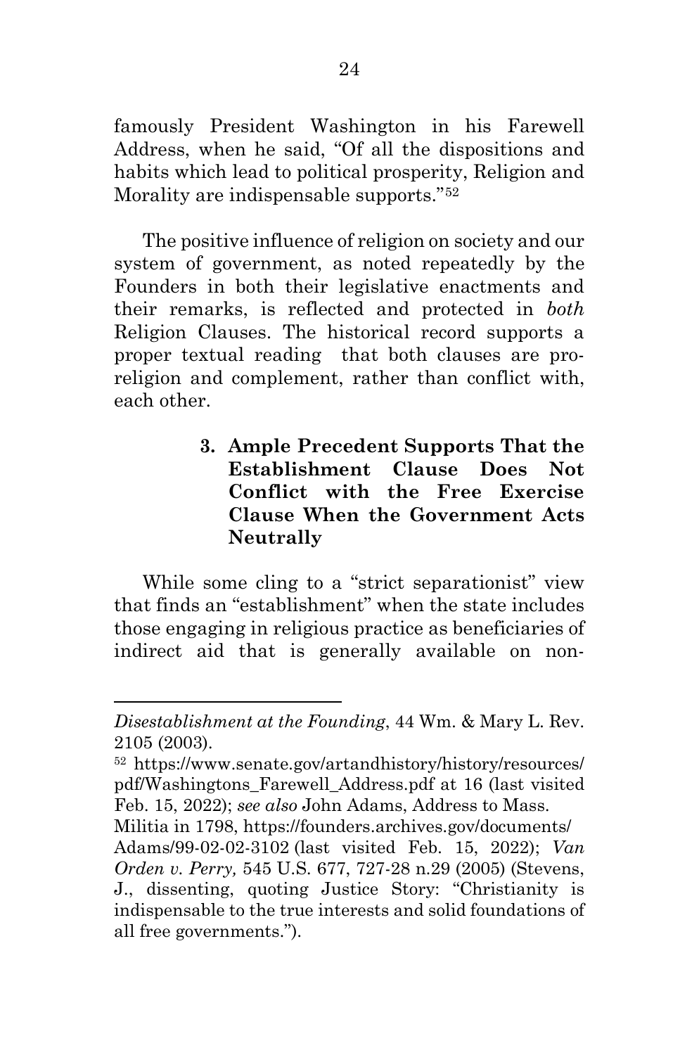famously President Washington in his Farewell Address, when he said, "Of all the dispositions and habits which lead to political prosperity, Religion and Morality are indispensable supports."[52]

The positive influence of religion on society and our system of government, as noted repeatedly by the Founders in both their legislative enactments and their remarks, is reflected and protected in *both* Religion Clauses. The historical record supports a proper textual reading that both clauses are pro-religion and complement, rather than conflict with, each other.

#### 3. Ample Precedent Supports That the Establishment Clause Does Not Conflict with the Free Exercise Clause When the Government Acts Neutrally

While some cling to a "strict separationist" view that finds an "establishment" when the state includes those engaging in religious practice as beneficiaries of indirect aid that is generally available on non-

---

*Disestablishment at the Founding*, 44 Wm. & Mary L. Rev. 2105 (2003).

[52] https://www.senate.gov/artandhistory/history/resources/pdf/Washingtons_Farewell_Address.pdf at 16 (last visited Feb. 15, 2022); *see also* John Adams, Address to Mass. Militia in 1798, https://founders.archives.gov/documents/Adams/99-02-02-3102 (last visited Feb. 15, 2022); *Van Orden v. Perry,* 545 U.S. 677, 727-28 n.29 (2005) (Stevens, J., dissenting, quoting Justice Story: "Christianity is indispensable to the true interests and solid foundations of all free governments.").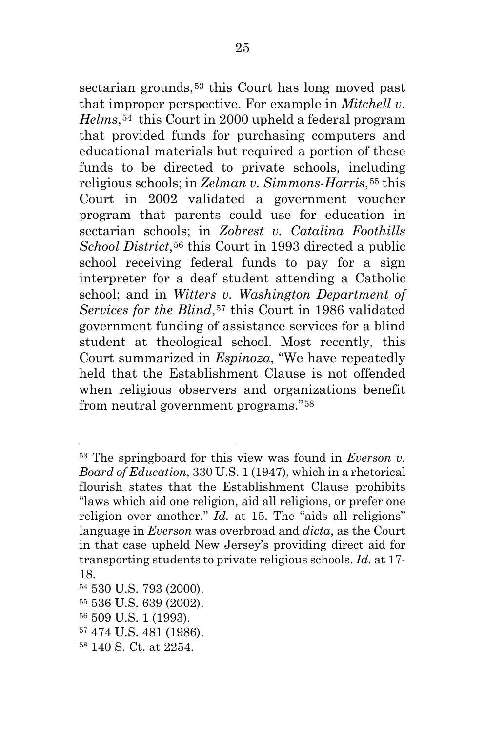sectarian grounds,[53] this Court has long moved past that improper perspective. For example in *Mitchell v. Helms*,[54] this Court in 2000 upheld a federal program that provided funds for purchasing computers and educational materials but required a portion of these funds to be directed to private schools, including religious schools; in *Zelman v. Simmons-Harris*,[55] this Court in 2002 validated a government voucher program that parents could use for education in sectarian schools; in *Zobrest v. Catalina Foothills School District*,[56] this Court in 1993 directed a public school receiving federal funds to pay for a sign interpreter for a deaf student attending a Catholic school; and in *Witters v. Washington Department of Services for the Blind*,[57] this Court in 1986 validated government funding of assistance services for a blind student at theological school. Most recently, this Court summarized in *Espinoza*, "We have repeatedly held that the Establishment Clause is not offended when religious observers and organizations benefit from neutral government programs."[58]

---

[53] The springboard for this view was found in *Everson v. Board of Education*, 330 U.S. 1 (1947), which in a rhetorical flourish states that the Establishment Clause prohibits "laws which aid one religion, aid all religions, or prefer one religion over another." *Id.* at 15. The "aids all religions" language in *Everson* was overbroad and *dicta*, as the Court in that case upheld New Jersey's providing direct aid for transporting students to private religious schools. *Id.* at 17-18.

[54] 530 U.S. 793 (2000).

[55] 536 U.S. 639 (2002).

[56] 509 U.S. 1 (1993).

[57] 474 U.S. 481 (1986).

[58] 140 S. Ct. at 2254.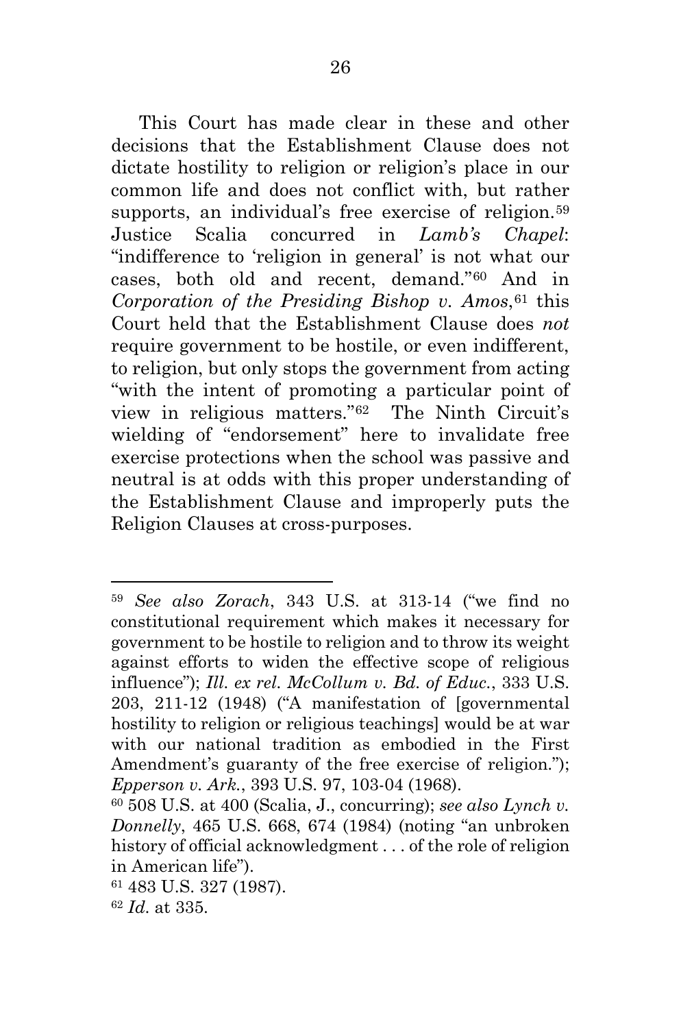This Court has made clear in these and other decisions that the Establishment Clause does not dictate hostility to religion or religion's place in our common life and does not conflict with, but rather supports, an individual's free exercise of religion.[59] Justice Scalia concurred in *Lamb's Chapel*: "indifference to 'religion in general' is not what our cases, both old and recent, demand."[60] And in *Corporation of the Presiding Bishop v. Amos*,[61] this Court held that the Establishment Clause does *not* require government to be hostile, or even indifferent, to religion, but only stops the government from acting "with the intent of promoting a particular point of view in religious matters."[62] The Ninth Circuit's wielding of "endorsement" here to invalidate free exercise protections when the school was passive and neutral is at odds with this proper understanding of the Establishment Clause and improperly puts the Religion Clauses at cross-purposes.

---

[59] *See also Zorach*, 343 U.S. at 313-14 ("we find no constitutional requirement which makes it necessary for government to be hostile to religion and to throw its weight against efforts to widen the effective scope of religious influence"); *Ill. ex rel. McCollum v. Bd. of Educ.*, 333 U.S. 203, 211-12 (1948) ("A manifestation of [governmental hostility to religion or religious teachings] would be at war with our national tradition as embodied in the First Amendment's guaranty of the free exercise of religion."); *Epperson v. Ark.*, 393 U.S. 97, 103-04 (1968).

[60] 508 U.S. at 400 (Scalia, J., concurring); *see also Lynch v. Donnelly*, 465 U.S. 668, 674 (1984) (noting "an unbroken history of official acknowledgment . . . of the role of religion in American life").

[61] 483 U.S. 327 (1987).

[62] *Id.* at 335.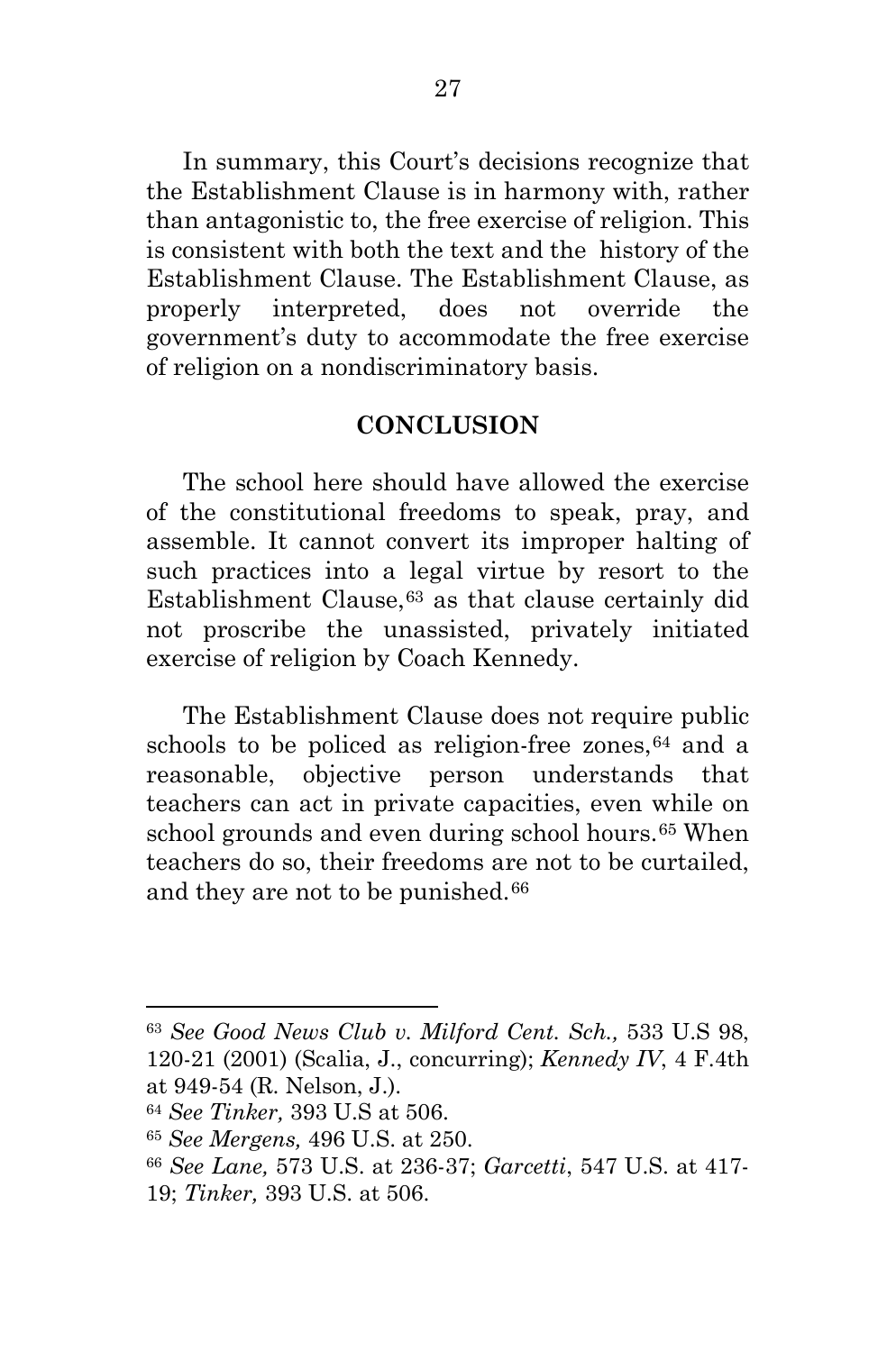In summary, this Court's decisions recognize that the Establishment Clause is in harmony with, rather than antagonistic to, the free exercise of religion. This is consistent with both the text and the history of the Establishment Clause. The Establishment Clause, as properly interpreted, does not override the government's duty to accommodate the free exercise of religion on a nondiscriminatory basis.

## CONCLUSION

The school here should have allowed the exercise of the constitutional freedoms to speak, pray, and assemble. It cannot convert its improper halting of such practices into a legal virtue by resort to the Establishment Clause,[63] as that clause certainly did not proscribe the unassisted, privately initiated exercise of religion by Coach Kennedy.

The Establishment Clause does not require public schools to be policed as religion-free zones,[64] and a reasonable, objective person understands that teachers can act in private capacities, even while on school grounds and even during school hours.[65] When teachers do so, their freedoms are not to be curtailed, and they are not to be punished.[66]

---

[63] *See Good News Club v. Milford Cent. Sch.,* 533 U.S 98, 120-21 (2001) (Scalia, J., concurring); *Kennedy IV*, 4 F.4th at 949-54 (R. Nelson, J.).

[64] *See Tinker,* 393 U.S at 506.

[65] *See Mergens,* 496 U.S. at 250.

[66] *See Lane,* 573 U.S. at 236-37; *Garcetti*, 547 U.S. at 417-19; *Tinker,* 393 U.S. at 506.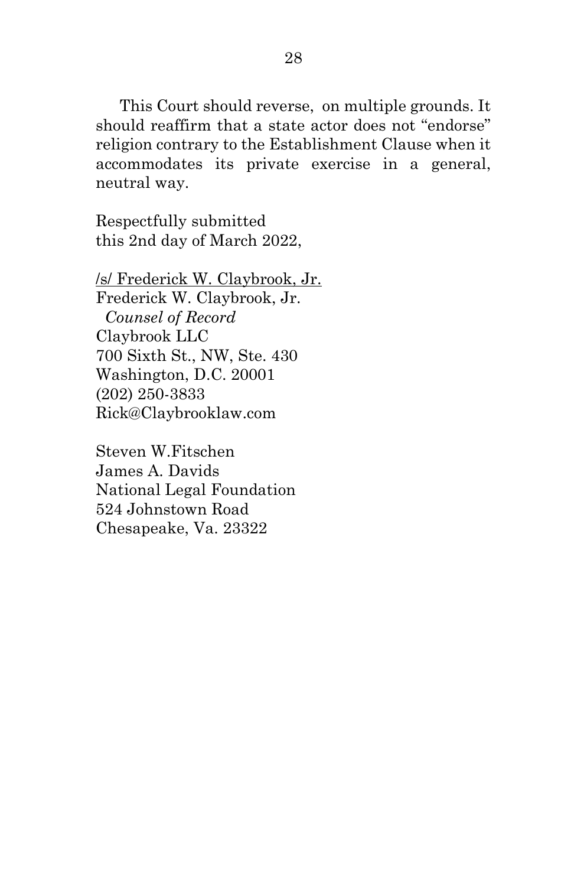This Court should reverse, on multiple grounds. It should reaffirm that a state actor does not "endorse" religion contrary to the Establishment Clause when it accommodates its private exercise in a general, neutral way.

Respectfully submitted
this 2nd day of March 2022,

/s/ Frederick W. Claybrook, Jr.
Frederick W. Claybrook, Jr.
*Counsel of Record*
Claybrook LLC
700 Sixth St., NW, Ste. 430
Washington, D.C. 20001
(202) 250-3833
Rick@Claybrooklaw.com

Steven W.Fitschen
James A. Davids
National Legal Foundation
524 Johnstown Road
Chesapeake, Va. 23322